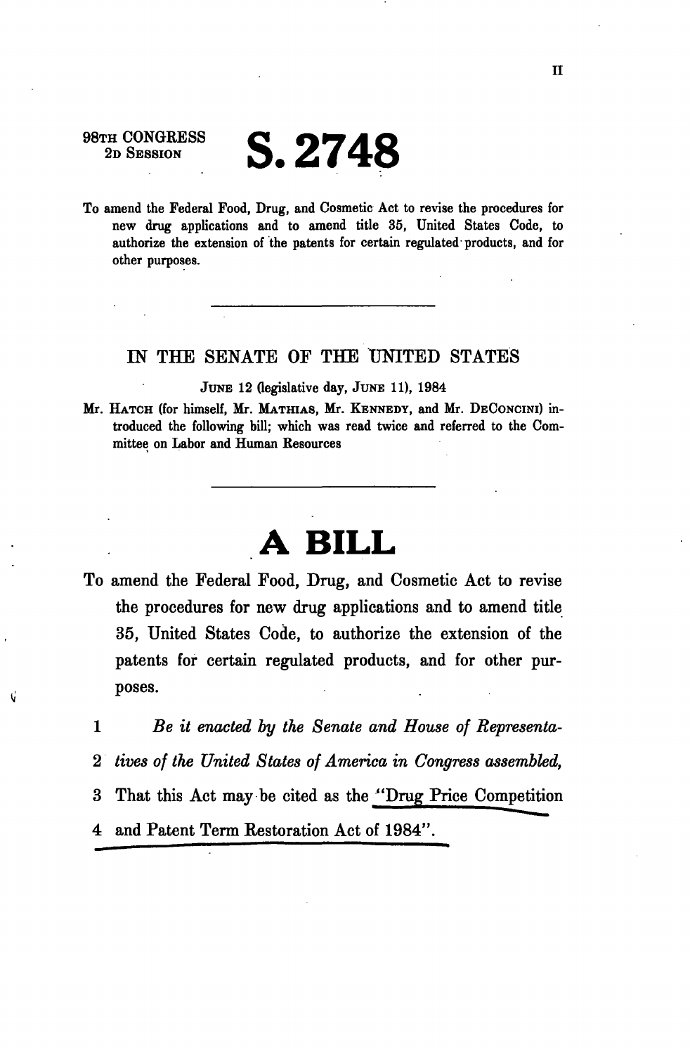98TH CONGRESS
2D SESSION

# S. 2748

To amend the Federal Food, Drug, and Cosmetic Act to revise the procedures for new drug applications and to amend title 35, United States Code, to authorize the extension of the patents for certain regulated products, and for other purposes.

---

## IN THE SENATE OF THE UNITED STATES

JUNE 12 (legislative day, JUNE 11), 1984

Mr. HATCH (for himself, Mr. MATHIAS, Mr. KENNEDY, and Mr. DECONCINI) introduced the following bill; which was read twice and referred to the Committee on Labor and Human Resources

---

# A BILL

To amend the Federal Food, Drug, and Cosmetic Act to revise the procedures for new drug applications and to amend title 35, United States Code, to authorize the extension of the patents for certain regulated products, and for other purposes.

1 *Be it enacted by the Senate and House of Representa-*
2 *tives of the United States of America in Congress assembled,*
3 That this Act may be cited as the "Drug Price Competition
4 and Patent Term Restoration Act of 1984".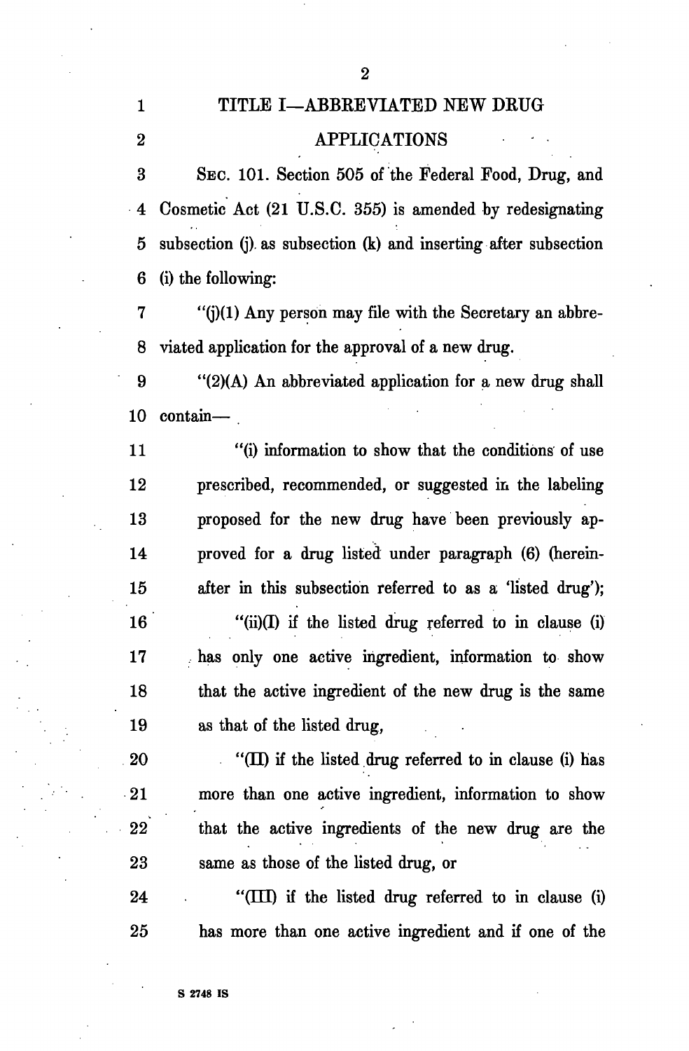## TITLE I—ABBREVIATED NEW DRUG APPLICATIONS

SEC. 101. Section 505 of the Federal Food, Drug, and Cosmetic Act (21 U.S.C. 355) is amended by redesignating subsection (j) as subsection (k) and inserting after subsection (i) the following:

"(j)(1) Any person may file with the Secretary an abbreviated application for the approval of a new drug.

"(2)(A) An abbreviated application for a new drug shall contain—

"(i) information to show that the conditions of use prescribed, recommended, or suggested in the labeling proposed for the new drug have been previously approved for a drug listed under paragraph (6) (hereinafter in this subsection referred to as a 'listed drug');

"(ii)(I) if the listed drug referred to in clause (i) has only one active ingredient, information to show that the active ingredient of the new drug is the same as that of the listed drug,

"(II) if the listed drug referred to in clause (i) has more than one active ingredient, information to show that the active ingredients of the new drug are the same as those of the listed drug, or

"(III) if the listed drug referred to in clause (i) has more than one active ingredient and if one of the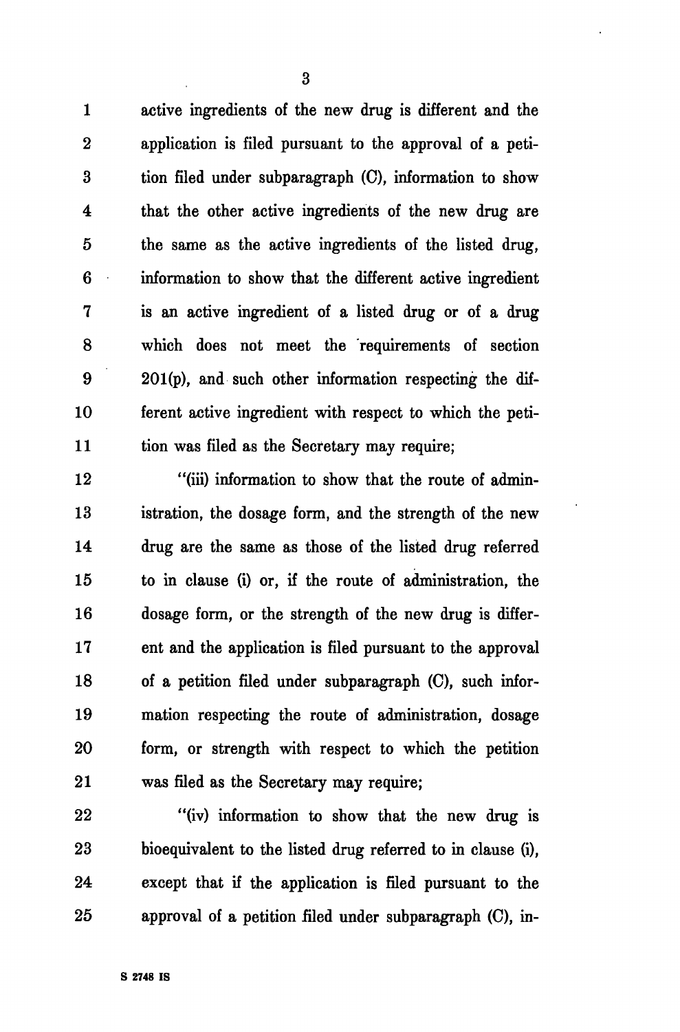active ingredients of the new drug is different and the application is filed pursuant to the approval of a petition filed under subparagraph (C), information to show that the other active ingredients of the new drug are the same as the active ingredients of the listed drug, information to show that the different active ingredient is an active ingredient of a listed drug or of a drug which does not meet the requirements of section 201(p), and such other information respecting the different active ingredient with respect to which the petition was filed as the Secretary may require;

"(iii) information to show that the route of administration, the dosage form, and the strength of the new drug are the same as those of the listed drug referred to in clause (i) or, if the route of administration, the dosage form, or the strength of the new drug is different and the application is filed pursuant to the approval of a petition filed under subparagraph (C), such information respecting the route of administration, dosage form, or strength with respect to which the petition was filed as the Secretary may require;

"(iv) information to show that the new drug is bioequivalent to the listed drug referred to in clause (i), except that if the application is filed pursuant to the approval of a petition filed under subparagraph (C), in-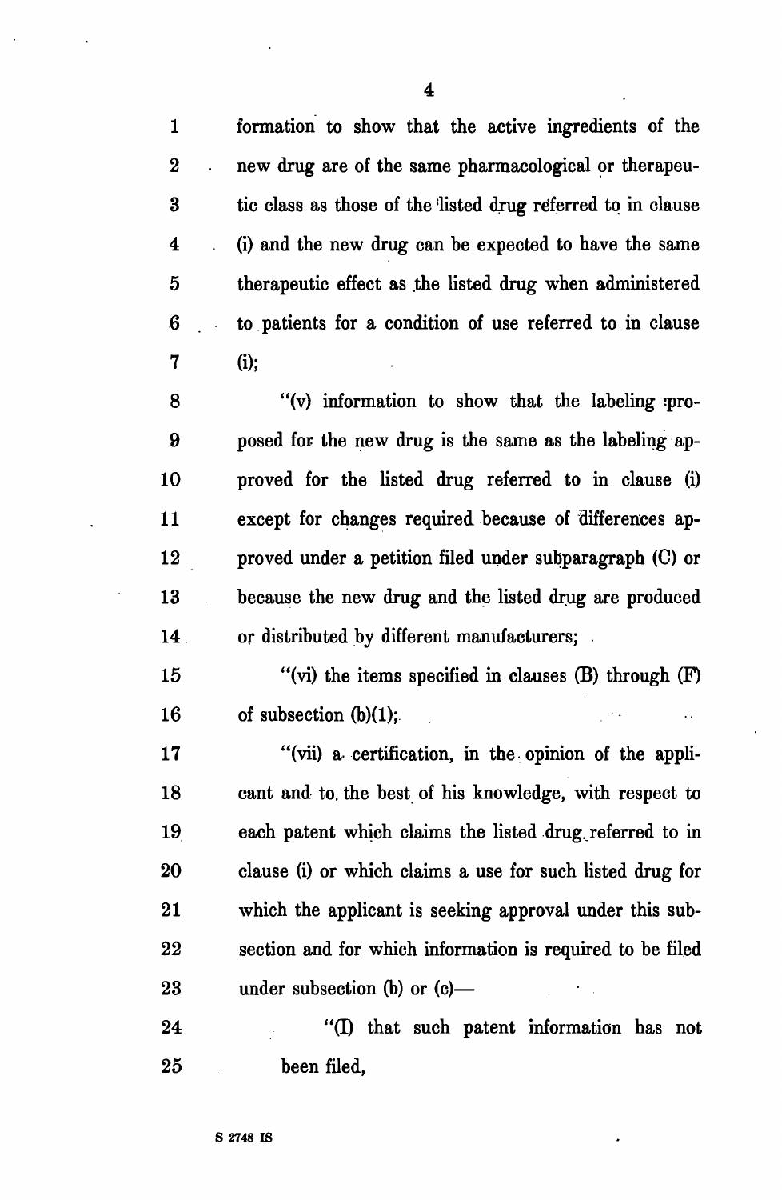formation to show that the active ingredients of the new drug are of the same pharmacological or therapeutic class as those of the listed drug referred to in clause (i) and the new drug can be expected to have the same therapeutic effect as the listed drug when administered to patients for a condition of use referred to in clause (i);

"(v) information to show that the labeling proposed for the new drug is the same as the labeling approved for the listed drug referred to in clause (i) except for changes required because of differences approved under a petition filed under subparagraph (C) or because the new drug and the listed drug are produced or distributed by different manufacturers;

"(vi) the items specified in clauses (B) through (F) of subsection (b)(1);

"(vii) a certification, in the opinion of the applicant and to the best of his knowledge, with respect to each patent which claims the listed drug referred to in clause (i) or which claims a use for such listed drug for which the applicant is seeking approval under this subsection and for which information is required to be filed under subsection (b) or (c)—

"(I) that such patent information has not been filed,

S 2748 IS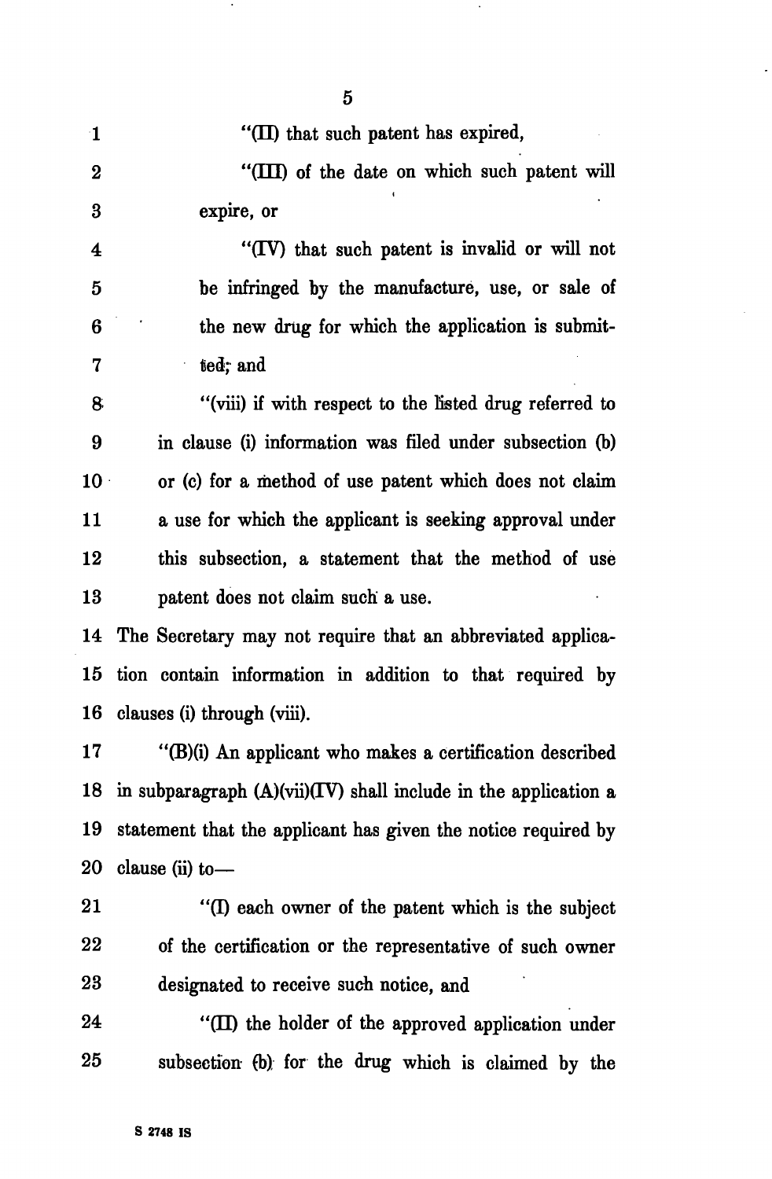"(II) that such patent has expired,

"(III) of the date on which such patent will expire, or

"(IV) that such patent is invalid or will not be infringed by the manufacture, use, or sale of the new drug for which the application is submitted; and

"(viii) if with respect to the listed drug referred to in clause (i) information was filed under subsection (b) or (c) for a method of use patent which does not claim a use for which the applicant is seeking approval under this subsection, a statement that the method of use patent does not claim such a use.

The Secretary may not require that an abbreviated application contain information in addition to that required by clauses (i) through (viii).

"(B)(i) An applicant who makes a certification described in subparagraph (A)(vii)(IV) shall include in the application a statement that the applicant has given the notice required by clause (ii) to—

"(I) each owner of the patent which is the subject of the certification or the representative of such owner designated to receive such notice, and

"(II) the holder of the approved application under subsection (b) for the drug which is claimed by the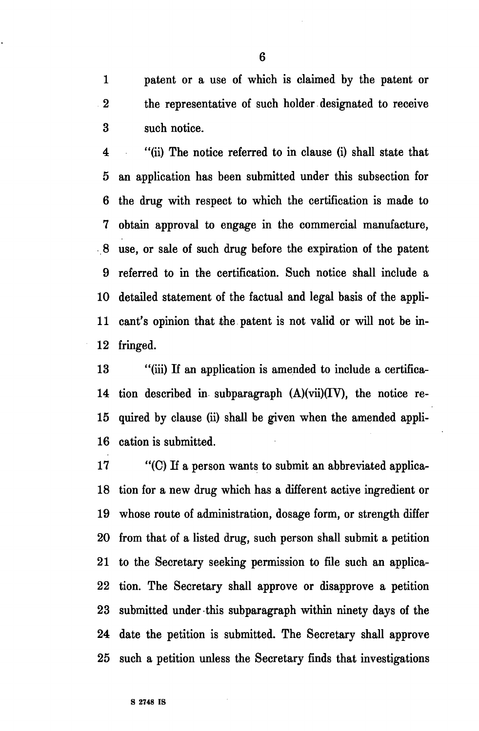patent or a use of which is claimed by the patent or the representative of such holder designated to receive such notice.

"(ii) The notice referred to in clause (i) shall state that an application has been submitted under this subsection for the drug with respect to which the certification is made to obtain approval to engage in the commercial manufacture, use, or sale of such drug before the expiration of the patent referred to in the certification. Such notice shall include a detailed statement of the factual and legal basis of the applicant's opinion that the patent is not valid or will not be infringed.

"(iii) If an application is amended to include a certification described in subparagraph (A)(vii)(IV), the notice required by clause (ii) shall be given when the amended application is submitted.

"(C) If a person wants to submit an abbreviated application for a new drug which has a different active ingredient or whose route of administration, dosage form, or strength differ from that of a listed drug, such person shall submit a petition to the Secretary seeking permission to file such an application. The Secretary shall approve or disapprove a petition submitted under this subparagraph within ninety days of the date the petition is submitted. The Secretary shall approve such a petition unless the Secretary finds that investigations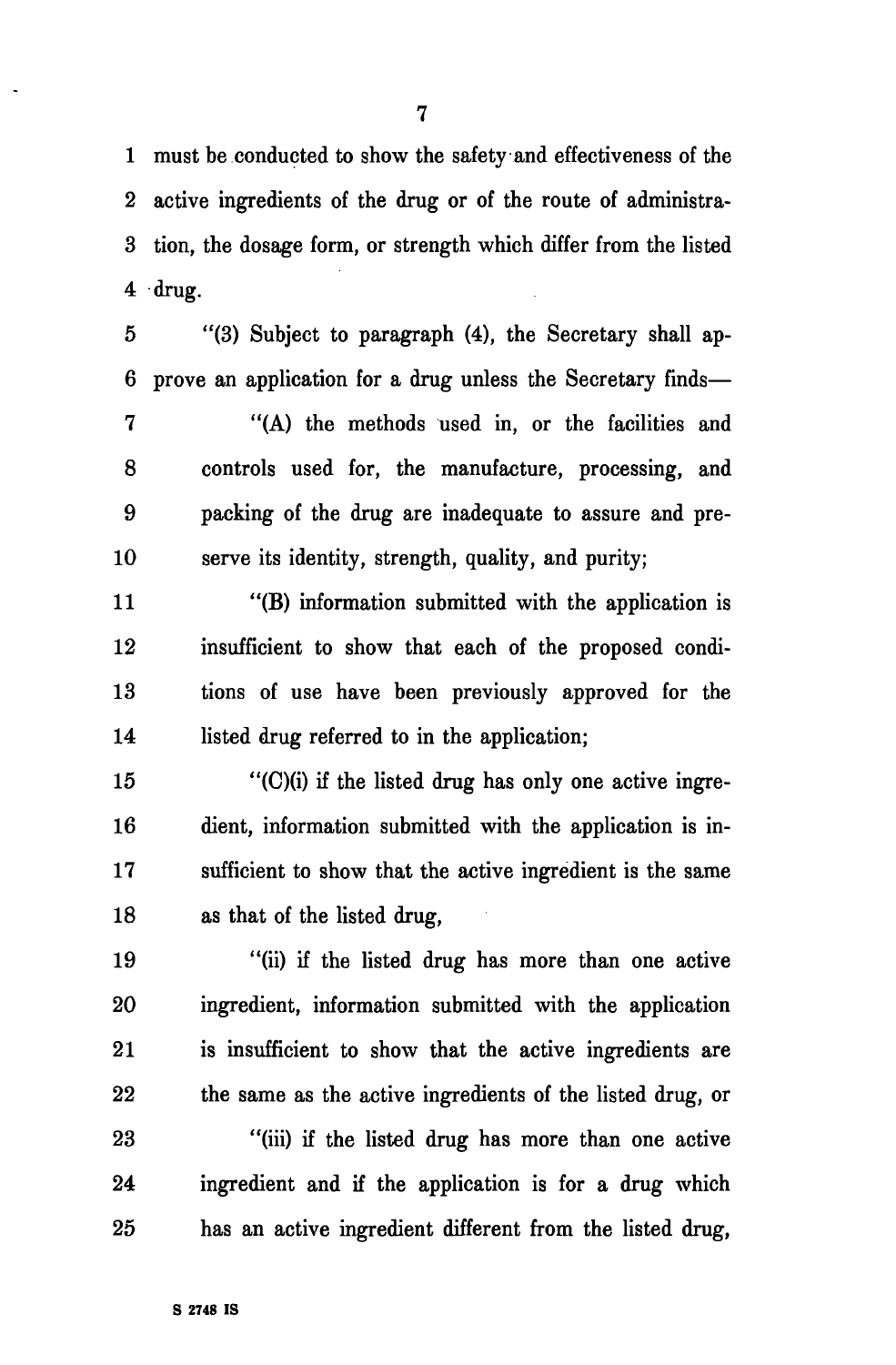must be conducted to show the safety and effectiveness of the active ingredients of the drug or of the route of administration, the dosage form, or strength which differ from the listed drug.

"(3) Subject to paragraph (4), the Secretary shall approve an application for a drug unless the Secretary finds—

"(A) the methods used in, or the facilities and controls used for, the manufacture, processing, and packing of the drug are inadequate to assure and preserve its identity, strength, quality, and purity;

"(B) information submitted with the application is insufficient to show that each of the proposed conditions of use have been previously approved for the listed drug referred to in the application;

"(C)(i) if the listed drug has only one active ingredient, information submitted with the application is insufficient to show that the active ingredient is the same as that of the listed drug,

"(ii) if the listed drug has more than one active ingredient, information submitted with the application is insufficient to show that the active ingredients are the same as the active ingredients of the listed drug, or

"(iii) if the listed drug has more than one active ingredient and if the application is for a drug which has an active ingredient different from the listed drug,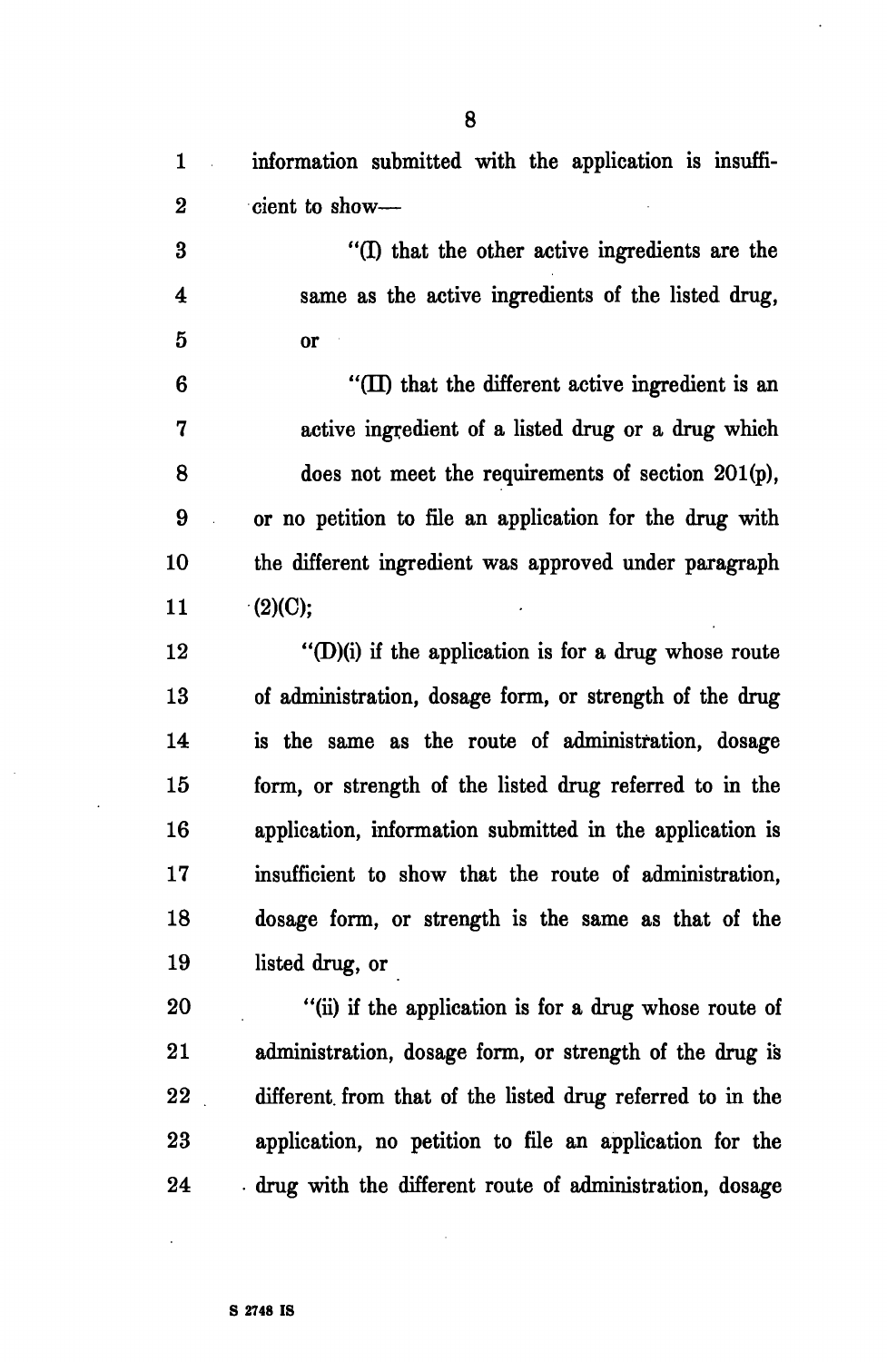information submitted with the application is insufficient to show—

"(I) that the other active ingredients are the same as the active ingredients of the listed drug, or

"(II) that the different active ingredient is an active ingredient of a listed drug or a drug which does not meet the requirements of section 201(p),

or no petition to file an application for the drug with the different ingredient was approved under paragraph (2)(C);

"(D)(i) if the application is for a drug whose route of administration, dosage form, or strength of the drug is the same as the route of administration, dosage form, or strength of the listed drug referred to in the application, information submitted in the application is insufficient to show that the route of administration, dosage form, or strength is the same as that of the listed drug, or

"(ii) if the application is for a drug whose route of administration, dosage form, or strength of the drug is different from that of the listed drug referred to in the application, no petition to file an application for the drug with the different route of administration, dosage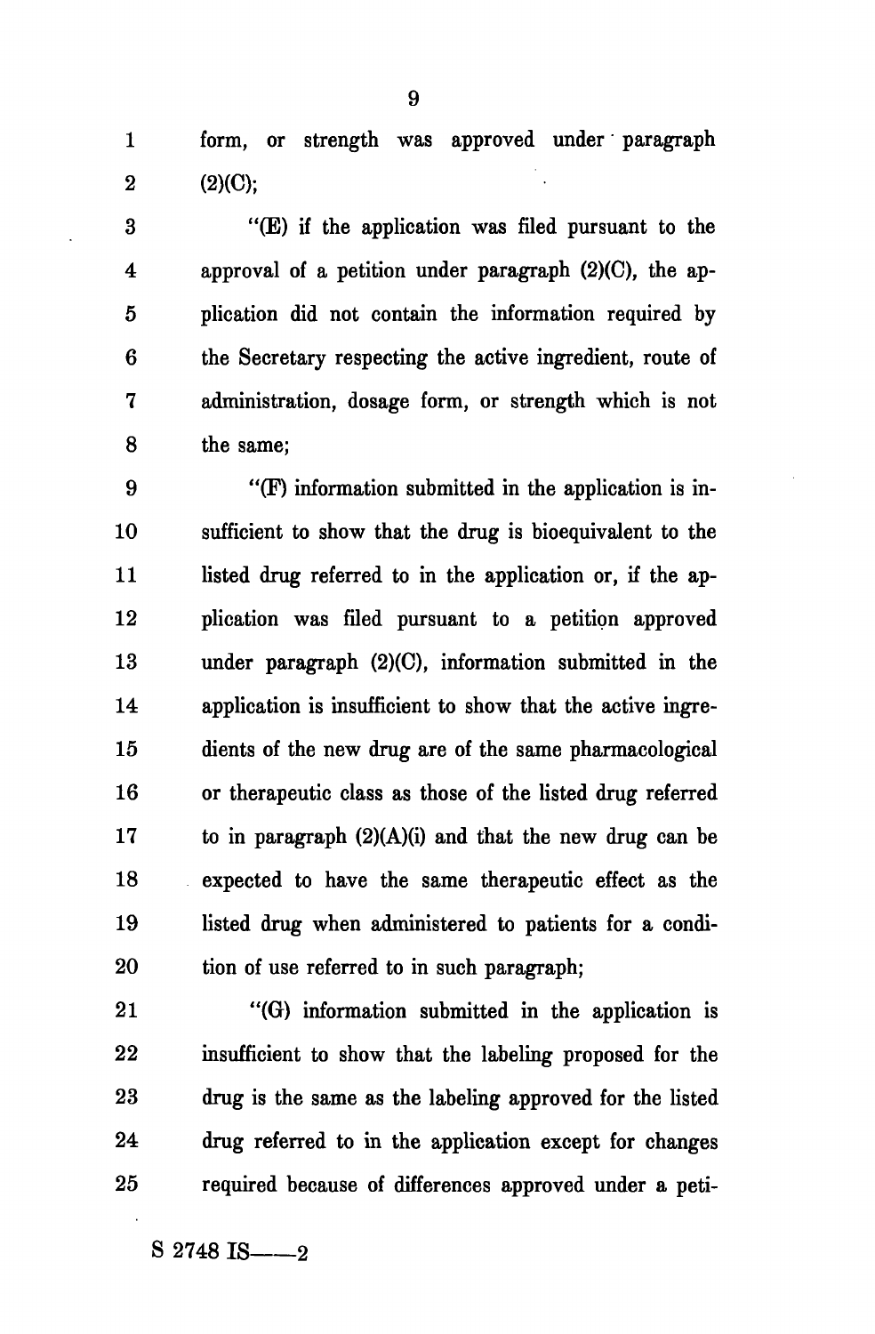form, or strength was approved under paragraph (2)(C);

"(E) if the application was filed pursuant to the approval of a petition under paragraph (2)(C), the application did not contain the information required by the Secretary respecting the active ingredient, route of administration, dosage form, or strength which is not the same;

"(F) information submitted in the application is insufficient to show that the drug is bioequivalent to the listed drug referred to in the application or, if the application was filed pursuant to a petition approved under paragraph (2)(C), information submitted in the application is insufficient to show that the active ingredients of the new drug are of the same pharmacological or therapeutic class as those of the listed drug referred to in paragraph (2)(A)(i) and that the new drug can be expected to have the same therapeutic effect as the listed drug when administered to patients for a condition of use referred to in such paragraph;

"(G) information submitted in the application is insufficient to show that the labeling proposed for the drug is the same as the labeling approved for the listed drug referred to in the application except for changes required because of differences approved under a peti-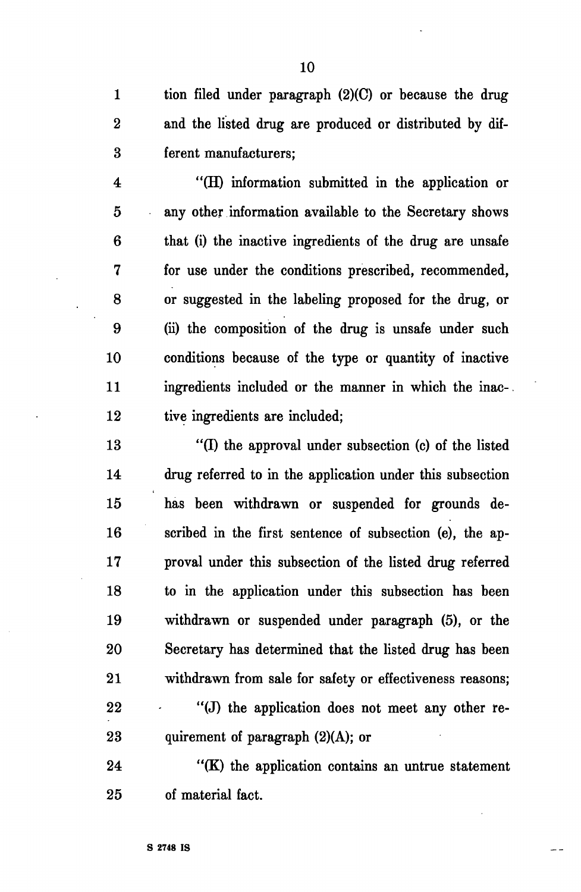tion filed under paragraph (2)(C) or because the drug and the listed drug are produced or distributed by different manufacturers;

"(H) information submitted in the application or any other information available to the Secretary shows that (i) the inactive ingredients of the drug are unsafe for use under the conditions prescribed, recommended, or suggested in the labeling proposed for the drug, or (ii) the composition of the drug is unsafe under such conditions because of the type or quantity of inactive ingredients included or the manner in which the inactive ingredients are included;

"(I) the approval under subsection (c) of the listed drug referred to in the application under this subsection has been withdrawn or suspended for grounds described in the first sentence of subsection (e), the approval under this subsection of the listed drug referred to in the application under this subsection has been withdrawn or suspended under paragraph (5), or the Secretary has determined that the listed drug has been withdrawn from sale for safety or effectiveness reasons;

"(J) the application does not meet any other requirement of paragraph (2)(A); or

"(K) the application contains an untrue statement of material fact.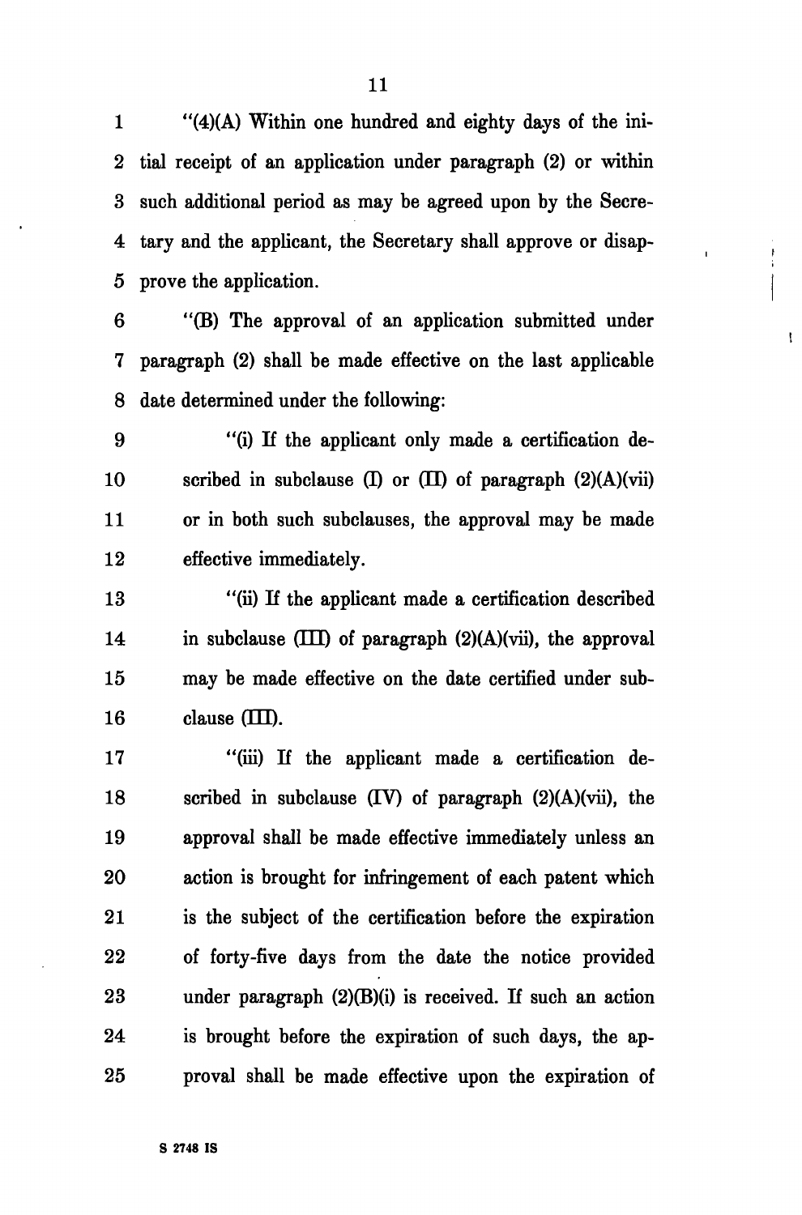"(4)(A) Within one hundred and eighty days of the initial receipt of an application under paragraph (2) or within such additional period as may be agreed upon by the Secretary and the applicant, the Secretary shall approve or disapprove the application.

"(B) The approval of an application submitted under paragraph (2) shall be made effective on the last applicable date determined under the following:

"(i) If the applicant only made a certification described in subclause (I) or (II) of paragraph (2)(A)(vii) or in both such subclauses, the approval may be made effective immediately.

"(ii) If the applicant made a certification described in subclause (III) of paragraph (2)(A)(vii), the approval may be made effective on the date certified under subclause (III).

"(iii) If the applicant made a certification described in subclause (IV) of paragraph (2)(A)(vii), the approval shall be made effective immediately unless an action is brought for infringement of each patent which is the subject of the certification before the expiration of forty-five days from the date the notice provided under paragraph (2)(B)(i) is received. If such an action is brought before the expiration of such days, the approval shall be made effective upon the expiration of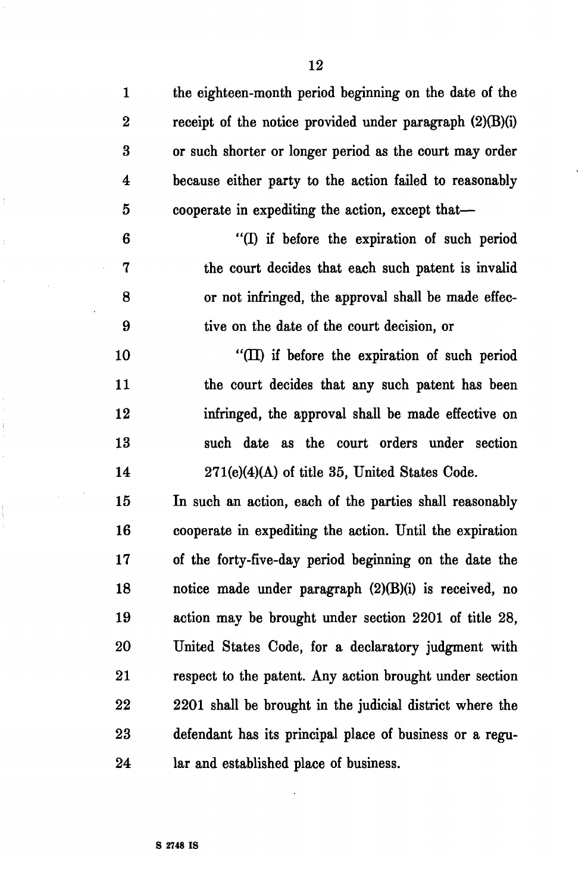the eighteen-month period beginning on the date of the receipt of the notice provided under paragraph (2)(B)(i) or such shorter or longer period as the court may order because either party to the action failed to reasonably cooperate in expediting the action, except that—

"(I) if before the expiration of such period the court decides that each such patent is invalid or not infringed, the approval shall be made effective on the date of the court decision, or

"(II) if before the expiration of such period the court decides that any such patent has been infringed, the approval shall be made effective on such date as the court orders under section 271(e)(4)(A) of title 35, United States Code.

In such an action, each of the parties shall reasonably cooperate in expediting the action. Until the expiration of the forty-five-day period beginning on the date the notice made under paragraph (2)(B)(i) is received, no action may be brought under section 2201 of title 28, United States Code, for a declaratory judgment with respect to the patent. Any action brought under section 2201 shall be brought in the judicial district where the defendant has its principal place of business or a regular and established place of business.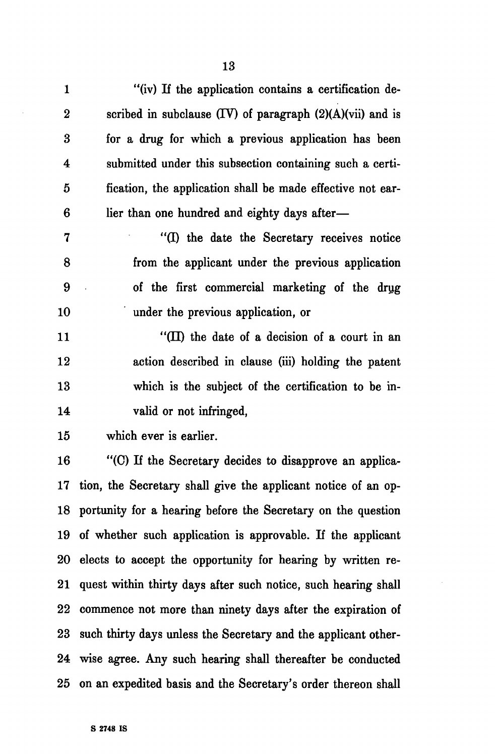"(iv) If the application contains a certification described in subclause (IV) of paragraph (2)(A)(vii) and is for a drug for which a previous application has been submitted under this subsection containing such a certification, the application shall be made effective not earlier than one hundred and eighty days after—

"(I) the date the Secretary receives notice from the applicant under the previous application of the first commercial marketing of the drug under the previous application, or

"(II) the date of a decision of a court in an action described in clause (iii) holding the patent which is the subject of the certification to be invalid or not infringed,

which ever is earlier.

"(C) If the Secretary decides to disapprove an application, the Secretary shall give the applicant notice of an opportunity for a hearing before the Secretary on the question of whether such application is approvable. If the applicant elects to accept the opportunity for hearing by written request within thirty days after such notice, such hearing shall commence not more than ninety days after the expiration of such thirty days unless the Secretary and the applicant otherwise agree. Any such hearing shall thereafter be conducted on an expedited basis and the Secretary's order thereon shall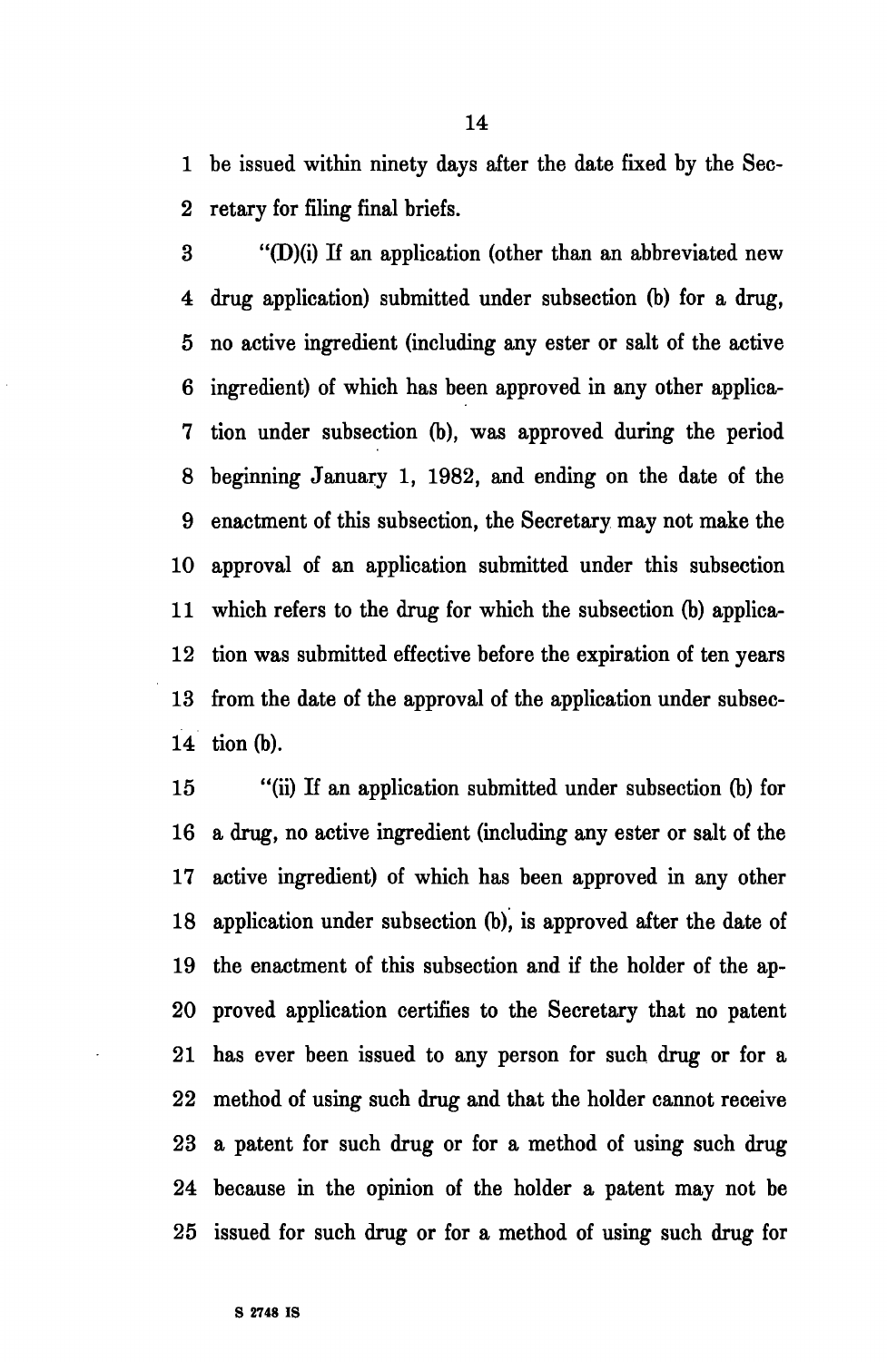be issued within ninety days after the date fixed by the Secretary for filing final briefs.

"(D)(i) If an application (other than an abbreviated new drug application) submitted under subsection (b) for a drug, no active ingredient (including any ester or salt of the active ingredient) of which has been approved in any other application under subsection (b), was approved during the period beginning January 1, 1982, and ending on the date of the enactment of this subsection, the Secretary may not make the approval of an application submitted under this subsection which refers to the drug for which the subsection (b) application was submitted effective before the expiration of ten years from the date of the approval of the application under subsection (b).

"(ii) If an application submitted under subsection (b) for a drug, no active ingredient (including any ester or salt of the active ingredient) of which has been approved in any other application under subsection (b), is approved after the date of the enactment of this subsection and if the holder of the approved application certifies to the Secretary that no patent has ever been issued to any person for such drug or for a method of using such drug and that the holder cannot receive a patent for such drug or for a method of using such drug because in the opinion of the holder a patent may not be issued for such drug or for a method of using such drug for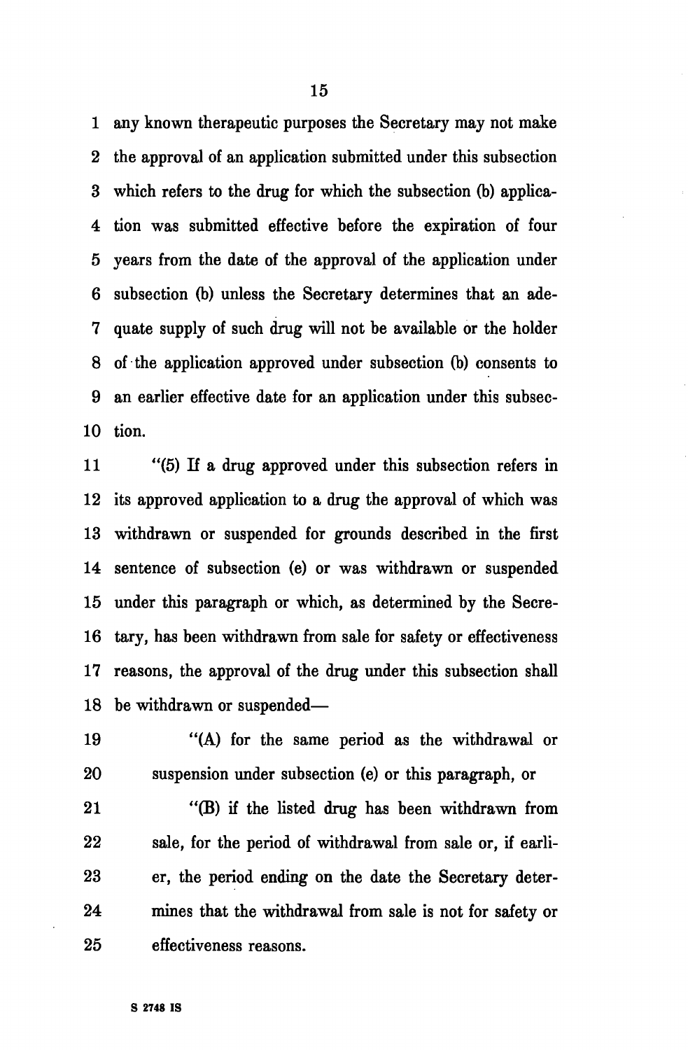any known therapeutic purposes the Secretary may not make the approval of an application submitted under this subsection which refers to the drug for which the subsection (b) application was submitted effective before the expiration of four years from the date of the approval of the application under subsection (b) unless the Secretary determines that an adequate supply of such drug will not be available or the holder of the application approved under subsection (b) consents to an earlier effective date for an application under this subsection.

"(5) If a drug approved under this subsection refers in its approved application to a drug the approval of which was withdrawn or suspended for grounds described in the first sentence of subsection (e) or was withdrawn or suspended under this paragraph or which, as determined by the Secretary, has been withdrawn from sale for safety or effectiveness reasons, the approval of the drug under this subsection shall be withdrawn or suspended—

"(A) for the same period as the withdrawal or suspension under subsection (e) or this paragraph, or

"(B) if the listed drug has been withdrawn from sale, for the period of withdrawal from sale or, if earlier, the period ending on the date the Secretary determines that the withdrawal from sale is not for safety or effectiveness reasons.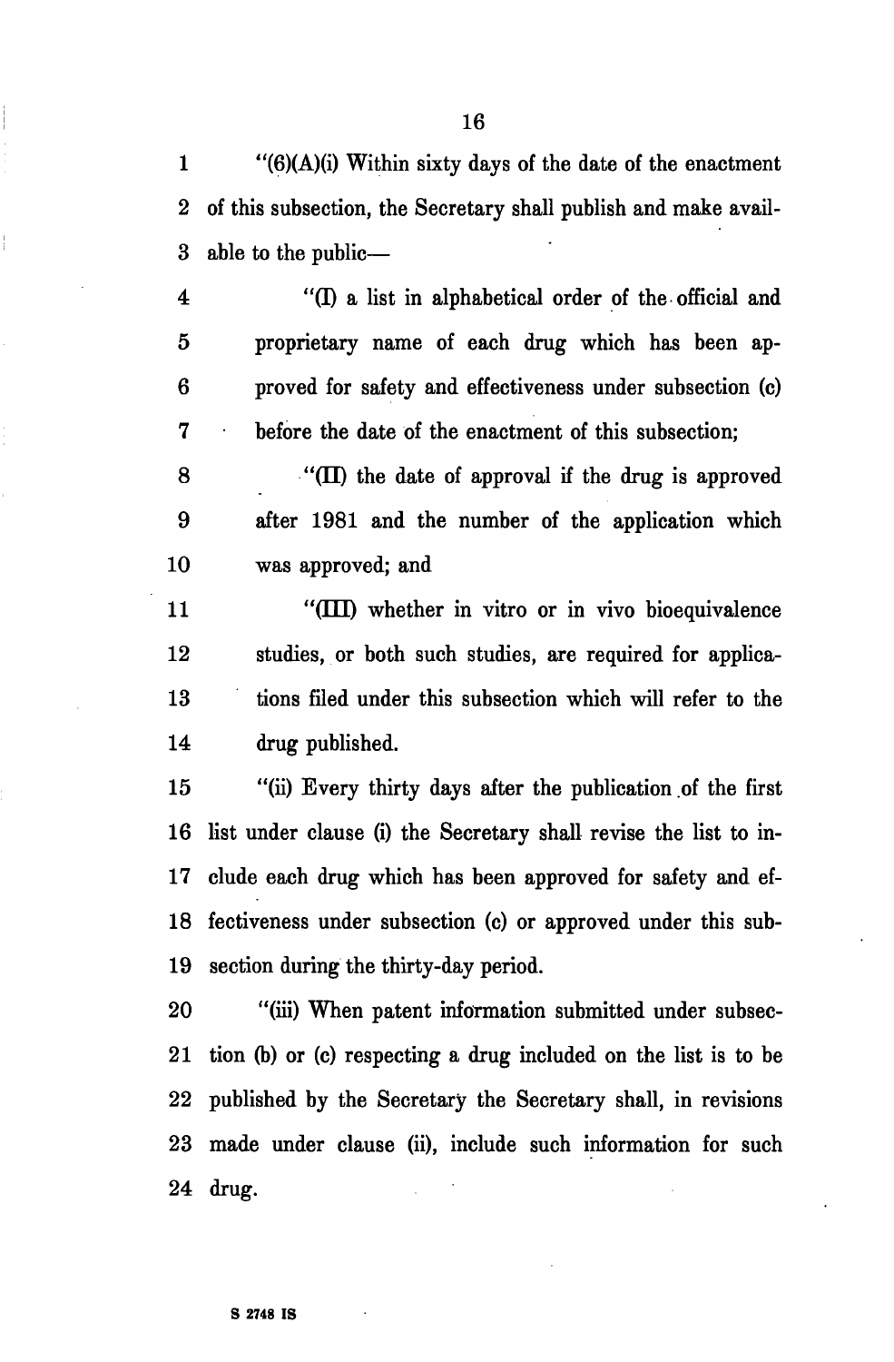"(6)(A)(i) Within sixty days of the date of the enactment of this subsection, the Secretary shall publish and make available to the public—

"(I) a list in alphabetical order of the official and proprietary name of each drug which has been approved for safety and effectiveness under subsection (c) before the date of the enactment of this subsection;

"(II) the date of approval if the drug is approved after 1981 and the number of the application which was approved; and

"(III) whether in vitro or in vivo bioequivalence studies, or both such studies, are required for applications filed under this subsection which will refer to the drug published.

"(ii) Every thirty days after the publication of the first list under clause (i) the Secretary shall revise the list to include each drug which has been approved for safety and effectiveness under subsection (c) or approved under this subsection during the thirty-day period.

"(iii) When patent information submitted under subsection (b) or (c) respecting a drug included on the list is to be published by the Secretary the Secretary shall, in revisions made under clause (ii), include such information for such drug.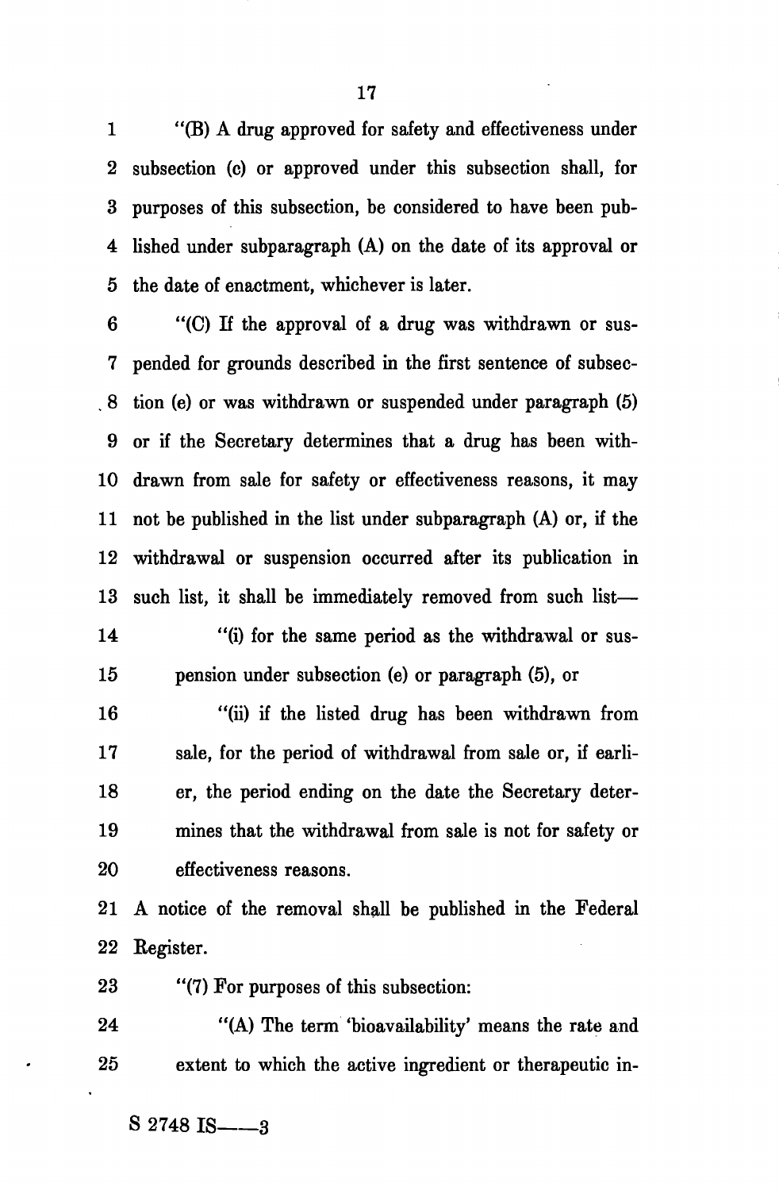"(B) A drug approved for safety and effectiveness under subsection (c) or approved under this subsection shall, for purposes of this subsection, be considered to have been published under subparagraph (A) on the date of its approval or the date of enactment, whichever is later.

"(C) If the approval of a drug was withdrawn or suspended for grounds described in the first sentence of subsection (e) or was withdrawn or suspended under paragraph (5) or if the Secretary determines that a drug has been withdrawn from sale for safety or effectiveness reasons, it may not be published in the list under subparagraph (A) or, if the withdrawal or suspension occurred after its publication in such list, it shall be immediately removed from such list—

"(i) for the same period as the withdrawal or suspension under subsection (e) or paragraph (5), or

"(ii) if the listed drug has been withdrawn from sale, for the period of withdrawal from sale or, if earlier, the period ending on the date the Secretary determines that the withdrawal from sale is not for safety or effectiveness reasons.

A notice of the removal shall be published in the Federal Register.

"(7) For purposes of this subsection:

"(A) The term 'bioavailability' means the rate and extent to which the active ingredient or therapeutic in-

S 2748 IS——3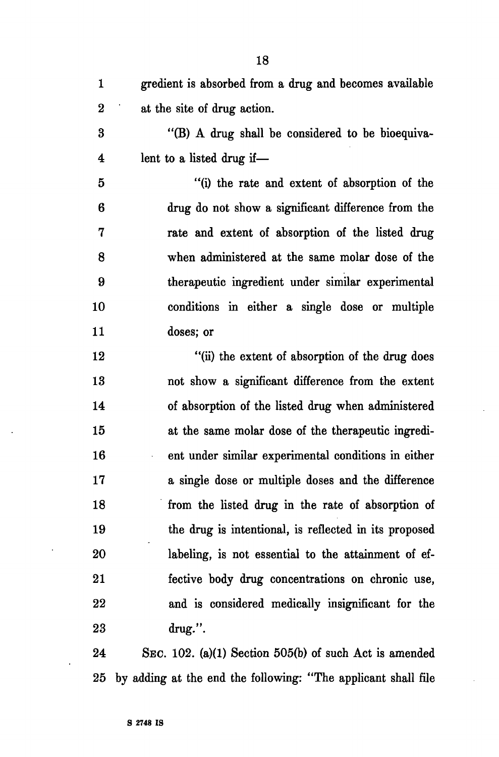gredient is absorbed from a drug and becomes available at the site of drug action.

"(B) A drug shall be considered to be bioequivalent to a listed drug if—

"(i) the rate and extent of absorption of the drug do not show a significant difference from the rate and extent of absorption of the listed drug when administered at the same molar dose of the therapeutic ingredient under similar experimental conditions in either a single dose or multiple doses; or

"(ii) the extent of absorption of the drug does not show a significant difference from the extent of absorption of the listed drug when administered at the same molar dose of the therapeutic ingredient under similar experimental conditions in either a single dose or multiple doses and the difference from the listed drug in the rate of absorption of the drug is intentional, is reflected in its proposed labeling, is not essential to the attainment of effective body drug concentrations on chronic use, and is considered medically insignificant for the drug.".

SEC. 102. (a)(1) Section 505(b) of such Act is amended by adding at the end the following: "The applicant shall file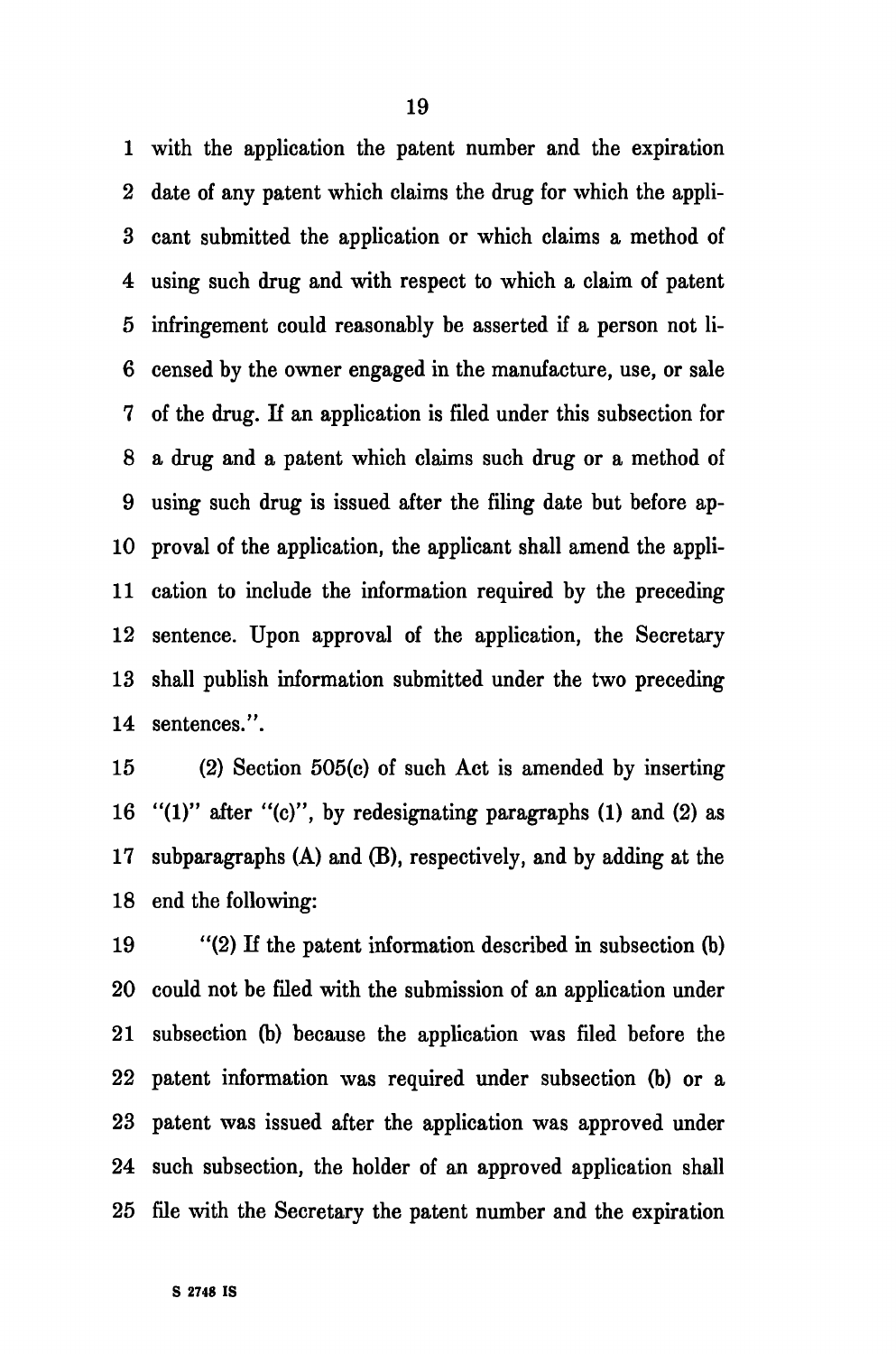with the application the patent number and the expiration date of any patent which claims the drug for which the applicant submitted the application or which claims a method of using such drug and with respect to which a claim of patent infringement could reasonably be asserted if a person not licensed by the owner engaged in the manufacture, use, or sale of the drug. If an application is filed under this subsection for a drug and a patent which claims such drug or a method of using such drug is issued after the filing date but before approval of the application, the applicant shall amend the application to include the information required by the preceding sentence. Upon approval of the application, the Secretary shall publish information submitted under the two preceding sentences.".

(2) Section 505(c) of such Act is amended by inserting "(1)" after "(c)", by redesignating paragraphs (1) and (2) as subparagraphs (A) and (B), respectively, and by adding at the end the following:

"(2) If the patent information described in subsection (b) could not be filed with the submission of an application under subsection (b) because the application was filed before the patent information was required under subsection (b) or a patent was issued after the application was approved under such subsection, the holder of an approved application shall file with the Secretary the patent number and the expiration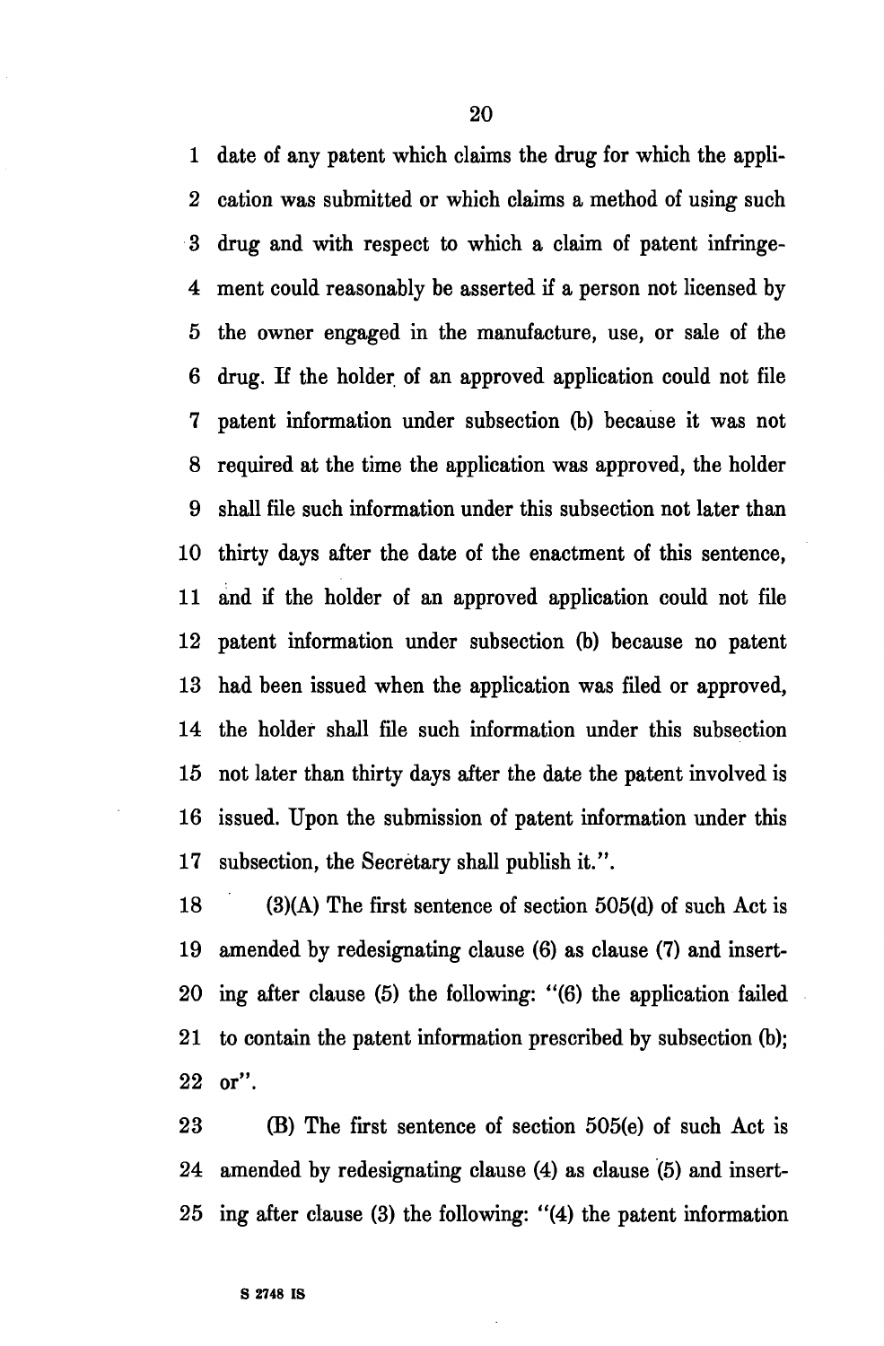date of any patent which claims the drug for which the application was submitted or which claims a method of using such drug and with respect to which a claim of patent infringement could reasonably be asserted if a person not licensed by the owner engaged in the manufacture, use, or sale of the drug. If the holder of an approved application could not file patent information under subsection (b) because it was not required at the time the application was approved, the holder shall file such information under this subsection not later than thirty days after the date of the enactment of this sentence, and if the holder of an approved application could not file patent information under subsection (b) because no patent had been issued when the application was filed or approved, the holder shall file such information under this subsection not later than thirty days after the date the patent involved is issued. Upon the submission of patent information under this subsection, the Secretary shall publish it.".

(3)(A) The first sentence of section 505(d) of such Act is amended by redesignating clause (6) as clause (7) and inserting after clause (5) the following: "(6) the application failed to contain the patent information prescribed by subsection (b); or".

(B) The first sentence of section 505(e) of such Act is amended by redesignating clause (4) as clause (5) and inserting after clause (3) the following: "(4) the patent information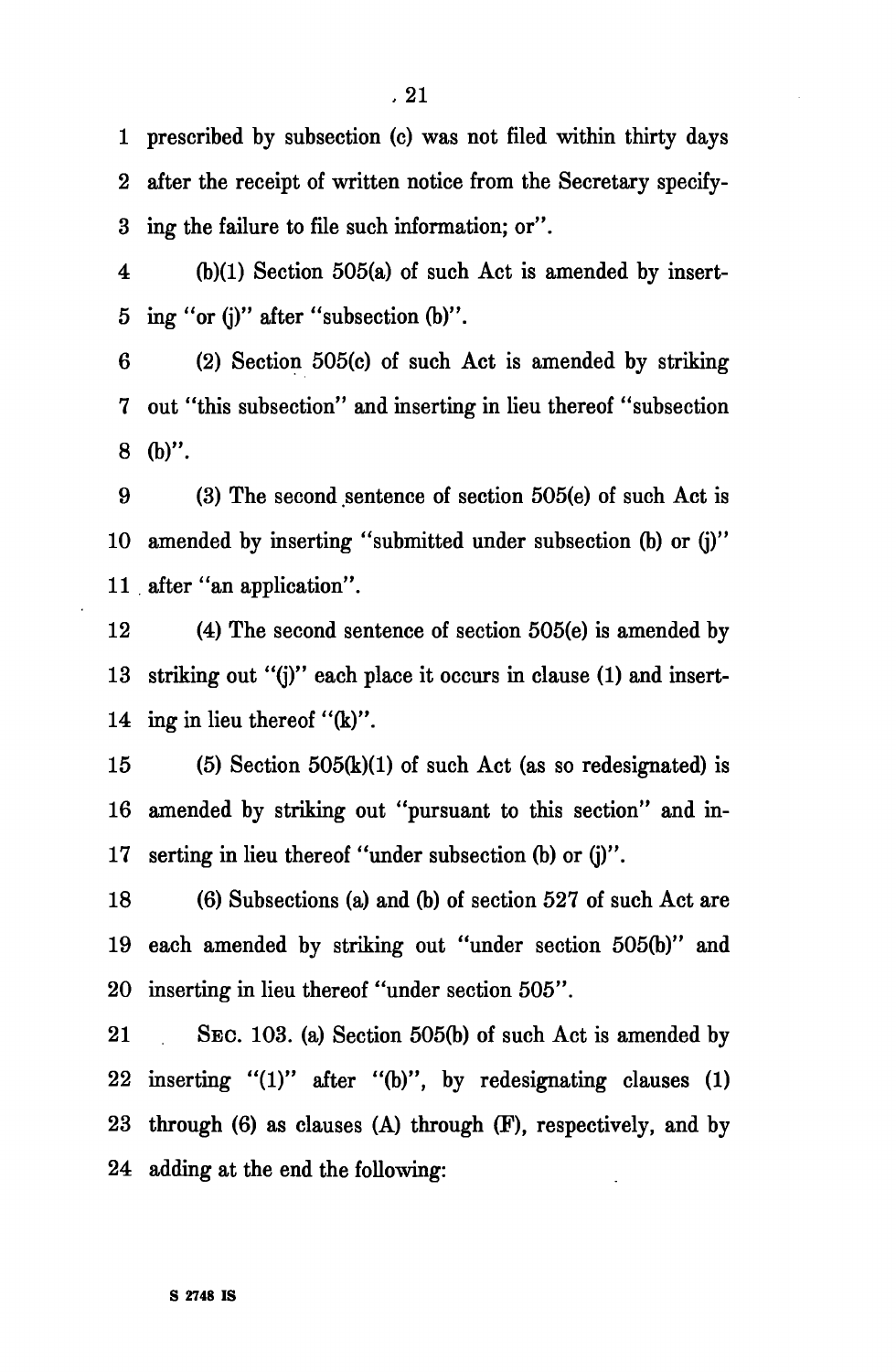prescribed by subsection (c) was not filed within thirty days after the receipt of written notice from the Secretary specifying the failure to file such information; or".

(b)(1) Section 505(a) of such Act is amended by inserting "or (j)" after "subsection (b)".

(2) Section 505(c) of such Act is amended by striking out "this subsection" and inserting in lieu thereof "subsection (b)".

(3) The second sentence of section 505(e) of such Act is amended by inserting "submitted under subsection (b) or (j)" after "an application".

(4) The second sentence of section 505(e) is amended by striking out "(j)" each place it occurs in clause (1) and inserting in lieu thereof "(k)".

(5) Section 505(k)(1) of such Act (as so redesignated) is amended by striking out "pursuant to this section" and inserting in lieu thereof "under subsection (b) or (j)".

(6) Subsections (a) and (b) of section 527 of such Act are each amended by striking out "under section 505(b)" and inserting in lieu thereof "under section 505".

SEC. 103. (a) Section 505(b) of such Act is amended by inserting "(1)" after "(b)", by redesignating clauses (1) through (6) as clauses (A) through (F), respectively, and by adding at the end the following: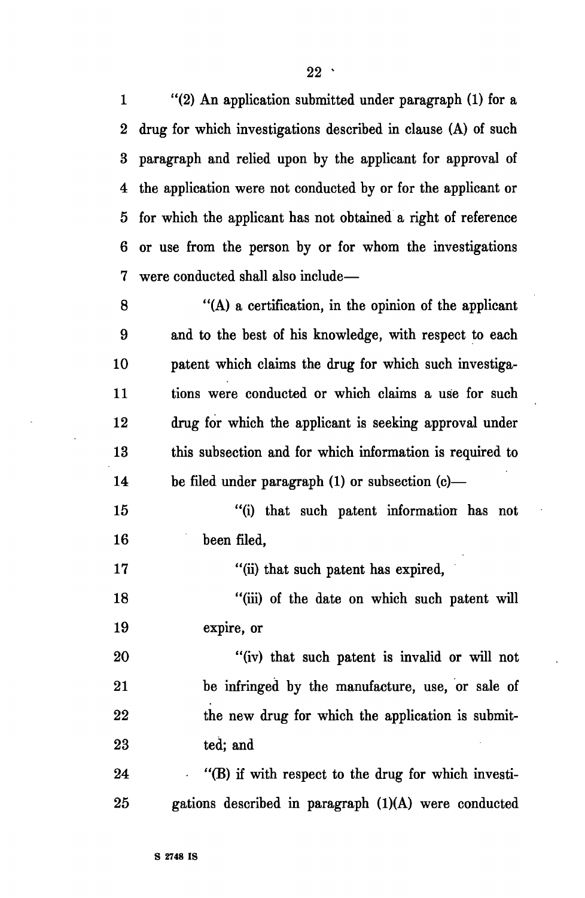"(2) An application submitted under paragraph (1) for a drug for which investigations described in clause (A) of such paragraph and relied upon by the applicant for approval of the application were not conducted by or for the applicant or for which the applicant has not obtained a right of reference or use from the person by or for whom the investigations were conducted shall also include—

"(A) a certification, in the opinion of the applicant and to the best of his knowledge, with respect to each patent which claims the drug for which such investigations were conducted or which claims a use for such drug for which the applicant is seeking approval under this subsection and for which information is required to be filed under paragraph (1) or subsection (c)—

"(i) that such patent information has not been filed,

"(ii) that such patent has expired,

"(iii) of the date on which such patent will expire, or

"(iv) that such patent is invalid or will not be infringed by the manufacture, use, or sale of the new drug for which the application is submitted; and

"(B) if with respect to the drug for which investigations described in paragraph (1)(A) were conducted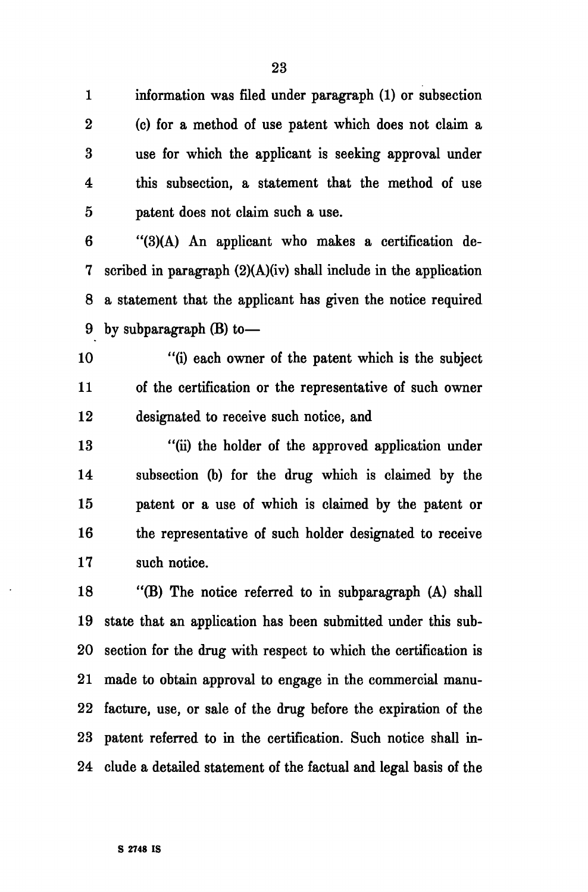information was filed under paragraph (1) or subsection (c) for a method of use patent which does not claim a use for which the applicant is seeking approval under this subsection, a statement that the method of use patent does not claim such a use.

"(3)(A) An applicant who makes a certification described in paragraph (2)(A)(iv) shall include in the application a statement that the applicant has given the notice required by subparagraph (B) to—

"(i) each owner of the patent which is the subject of the certification or the representative of such owner designated to receive such notice, and

"(ii) the holder of the approved application under subsection (b) for the drug which is claimed by the patent or a use of which is claimed by the patent or the representative of such holder designated to receive such notice.

"(B) The notice referred to in subparagraph (A) shall state that an application has been submitted under this subsection for the drug with respect to which the certification is made to obtain approval to engage in the commercial manufacture, use, or sale of the drug before the expiration of the patent referred to in the certification. Such notice shall include a detailed statement of the factual and legal basis of the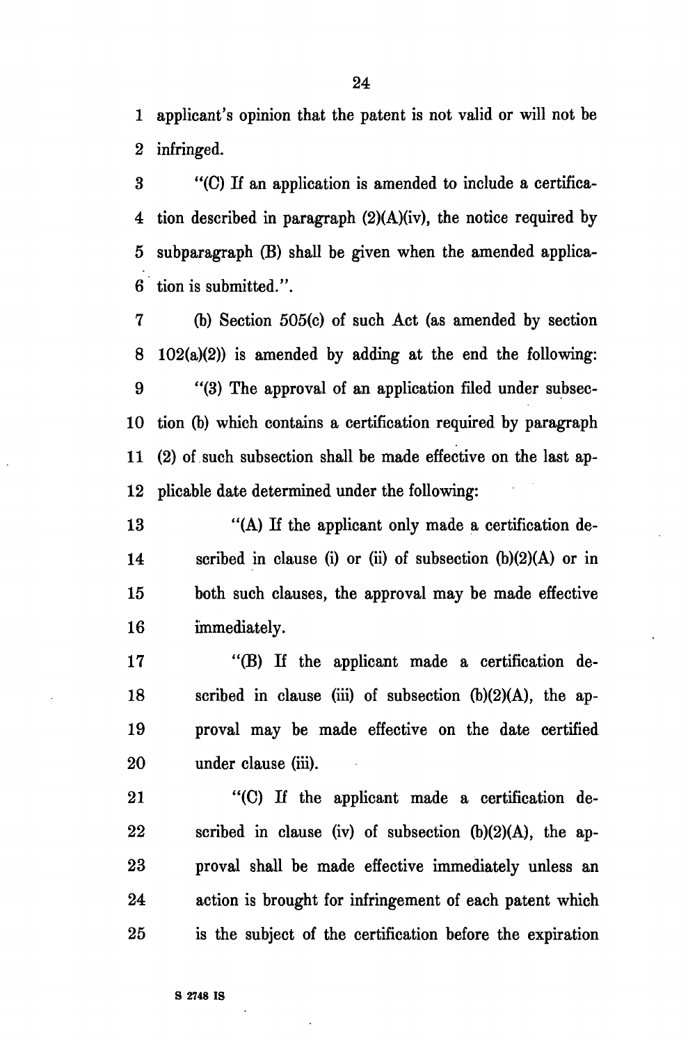applicant's opinion that the patent is not valid or will not be infringed.

"(C) If an application is amended to include a certification described in paragraph (2)(A)(iv), the notice required by subparagraph (B) shall be given when the amended application is submitted.".

(b) Section 505(c) of such Act (as amended by section 102(a)(2)) is amended by adding at the end the following:

"(3) The approval of an application filed under subsection (b) which contains a certification required by paragraph (2) of such subsection shall be made effective on the last applicable date determined under the following:

"(A) If the applicant only made a certification described in clause (i) or (ii) of subsection (b)(2)(A) or in both such clauses, the approval may be made effective immediately.

"(B) If the applicant made a certification described in clause (iii) of subsection (b)(2)(A), the approval may be made effective on the date certified under clause (iii).

"(C) If the applicant made a certification described in clause (iv) of subsection (b)(2)(A), the approval shall be made effective immediately unless an action is brought for infringement of each patent which is the subject of the certification before the expiration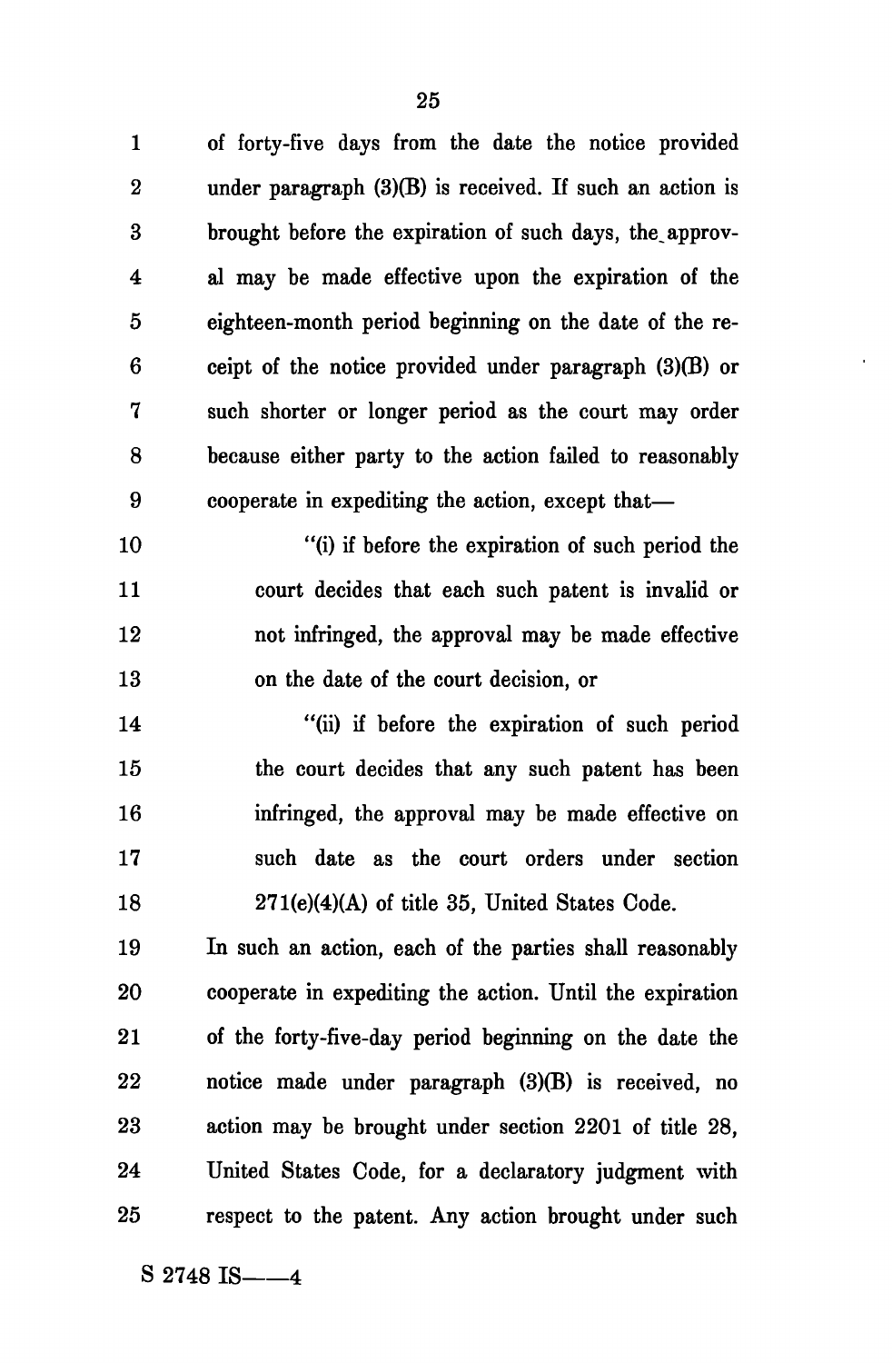of forty-five days from the date the notice provided under paragraph (3)(B) is received. If such an action is brought before the expiration of such days, the approval may be made effective upon the expiration of the eighteen-month period beginning on the date of the receipt of the notice provided under paragraph (3)(B) or such shorter or longer period as the court may order because either party to the action failed to reasonably cooperate in expediting the action, except that—

"(i) if before the expiration of such period the court decides that each such patent is invalid or not infringed, the approval may be made effective on the date of the court decision, or

"(ii) if before the expiration of such period the court decides that any such patent has been infringed, the approval may be made effective on such date as the court orders under section 271(e)(4)(A) of title 35, United States Code.

In such an action, each of the parties shall reasonably cooperate in expediting the action. Until the expiration of the forty-five-day period beginning on the date the notice made under paragraph (3)(B) is received, no action may be brought under section 2201 of title 28, United States Code, for a declaratory judgment with respect to the patent. Any action brought under such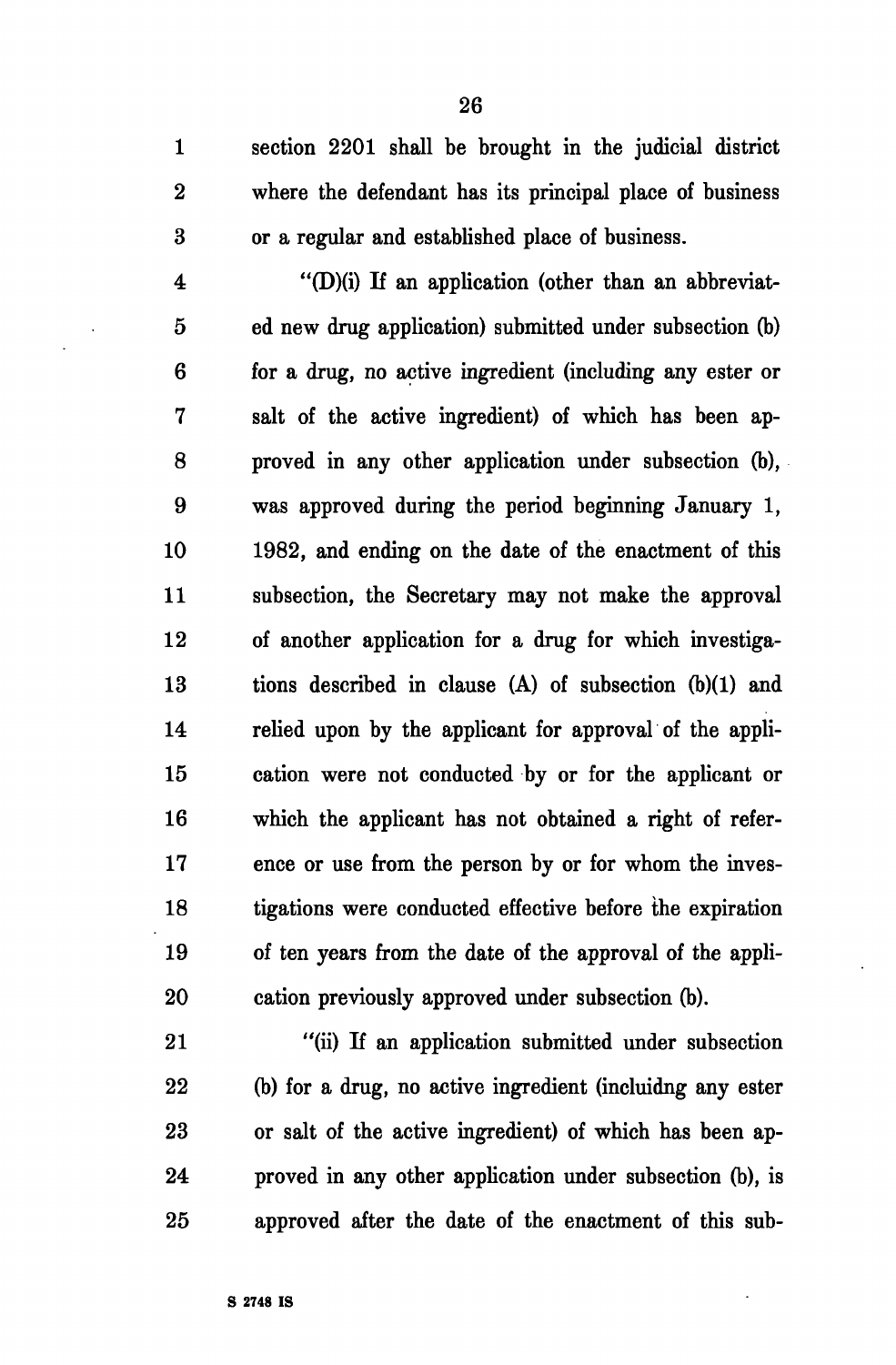section 2201 shall be brought in the judicial district where the defendant has its principal place of business or a regular and established place of business.

"(D)(i) If an application (other than an abbreviated new drug application) submitted under subsection (b) for a drug, no active ingredient (including any ester or salt of the active ingredient) of which has been approved in any other application under subsection (b), was approved during the period beginning January 1, 1982, and ending on the date of the enactment of this subsection, the Secretary may not make the approval of another application for a drug for which investigations described in clause (A) of subsection (b)(1) and relied upon by the applicant for approval of the application were not conducted by or for the applicant or which the applicant has not obtained a right of reference or use from the person by or for whom the investigations were conducted effective before the expiration of ten years from the date of the approval of the application previously approved under subsection (b).

"(ii) If an application submitted under subsection (b) for a drug, no active ingredient (incluidng any ester or salt of the active ingredient) of which has been approved in any other application under subsection (b), is approved after the date of the enactment of this sub-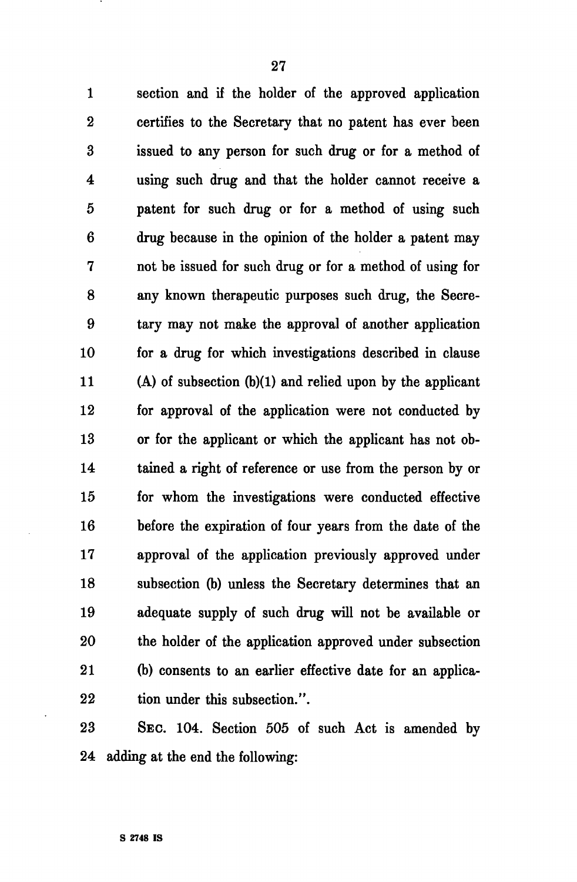section and if the holder of the approved application certifies to the Secretary that no patent has ever been issued to any person for such drug or for a method of using such drug and that the holder cannot receive a patent for such drug or for a method of using such drug because in the opinion of the holder a patent may not be issued for such drug or for a method of using for any known therapeutic purposes such drug, the Secretary may not make the approval of another application for a drug for which investigations described in clause (A) of subsection (b)(1) and relied upon by the applicant for approval of the application were not conducted by or for the applicant or which the applicant has not obtained a right of reference or use from the person by or for whom the investigations were conducted effective before the expiration of four years from the date of the approval of the application previously approved under subsection (b) unless the Secretary determines that an adequate supply of such drug will not be available or the holder of the application approved under subsection (b) consents to an earlier effective date for an application under this subsection.".

SEC. 104. Section 505 of such Act is amended by adding at the end the following: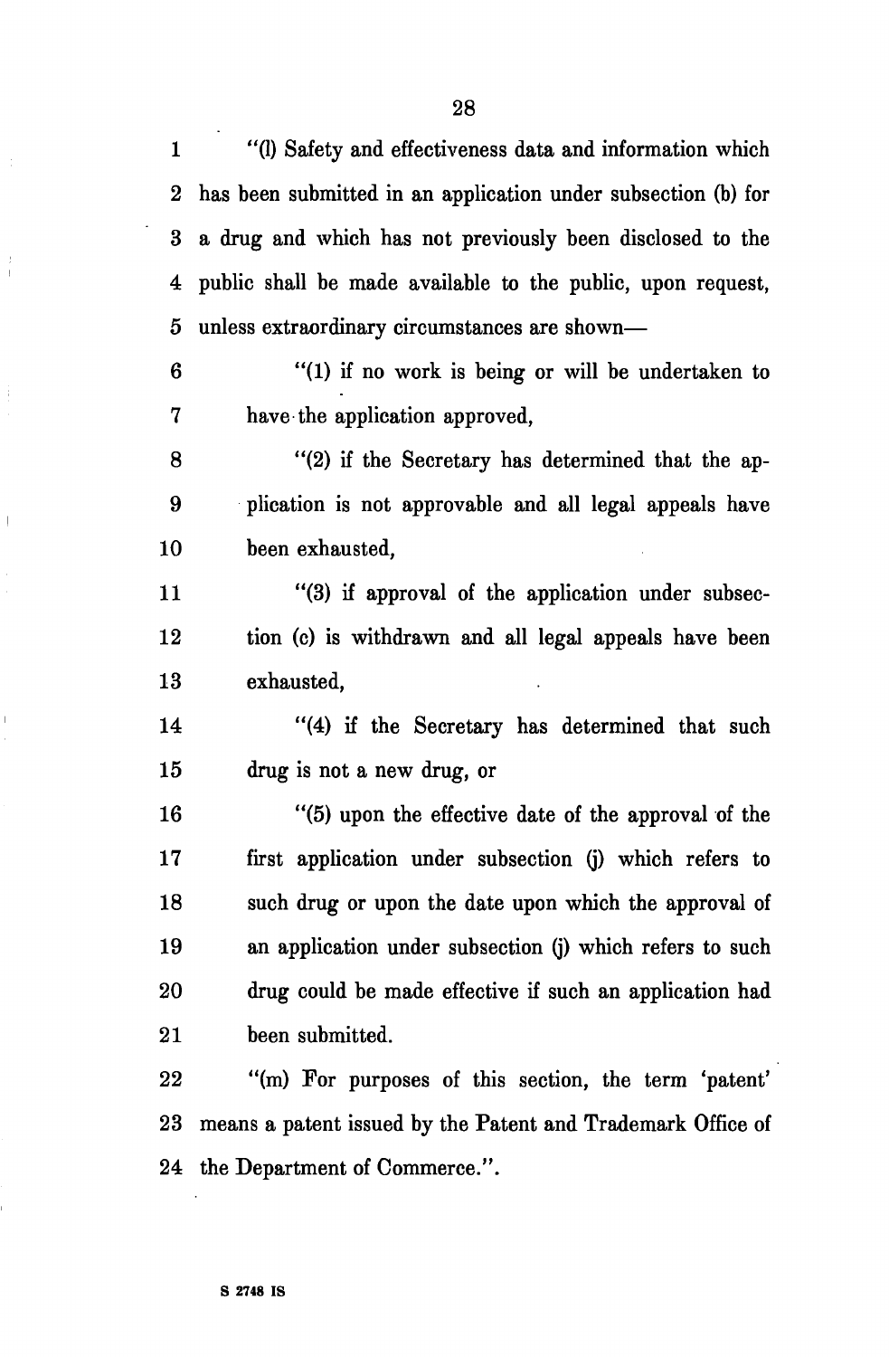"(l) Safety and effectiveness data and information which has been submitted in an application under subsection (b) for a drug and which has not previously been disclosed to the public shall be made available to the public, upon request, unless extraordinary circumstances are shown—

"(1) if no work is being or will be undertaken to have the application approved,

"(2) if the Secretary has determined that the application is not approvable and all legal appeals have been exhausted,

"(3) if approval of the application under subsection (c) is withdrawn and all legal appeals have been exhausted,

"(4) if the Secretary has determined that such drug is not a new drug, or

"(5) upon the effective date of the approval of the first application under subsection (j) which refers to such drug or upon the date upon which the approval of an application under subsection (j) which refers to such drug could be made effective if such an application had been submitted.

"(m) For purposes of this section, the term 'patent' means a patent issued by the Patent and Trademark Office of the Department of Commerce.".

S 2748 IS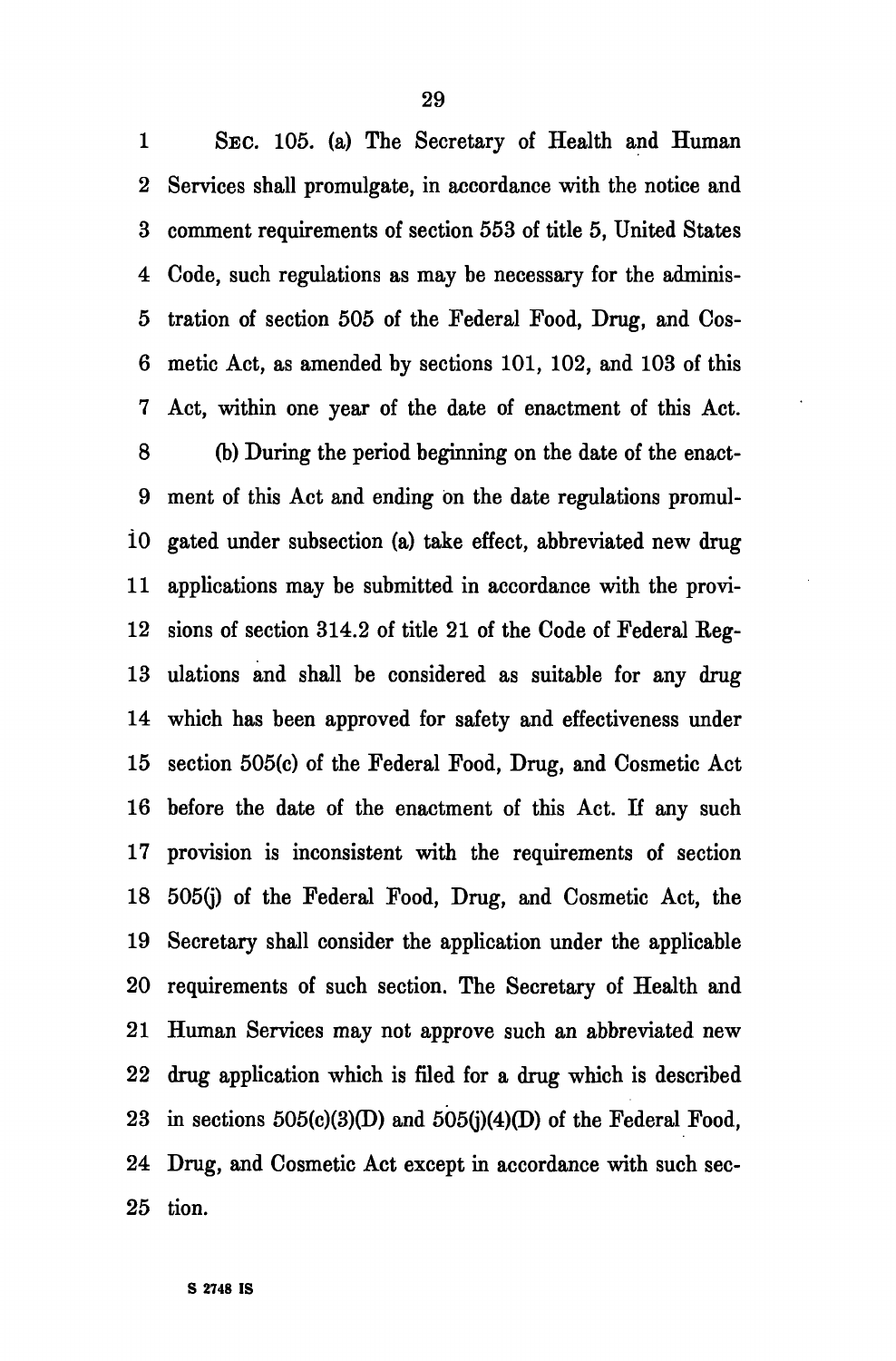SEC. 105. (a) The Secretary of Health and Human Services shall promulgate, in accordance with the notice and comment requirements of section 553 of title 5, United States Code, such regulations as may be necessary for the administration of section 505 of the Federal Food, Drug, and Cosmetic Act, as amended by sections 101, 102, and 103 of this Act, within one year of the date of enactment of this Act.

(b) During the period beginning on the date of the enactment of this Act and ending on the date regulations promulgated under subsection (a) take effect, abbreviated new drug applications may be submitted in accordance with the provisions of section 314.2 of title 21 of the Code of Federal Regulations and shall be considered as suitable for any drug which has been approved for safety and effectiveness under section 505(c) of the Federal Food, Drug, and Cosmetic Act before the date of the enactment of this Act. If any such provision is inconsistent with the requirements of section 505(j) of the Federal Food, Drug, and Cosmetic Act, the Secretary shall consider the application under the applicable requirements of such section. The Secretary of Health and Human Services may not approve such an abbreviated new drug application which is filed for a drug which is described in sections 505(c)(3)(D) and 505(j)(4)(D) of the Federal Food, Drug, and Cosmetic Act except in accordance with such section.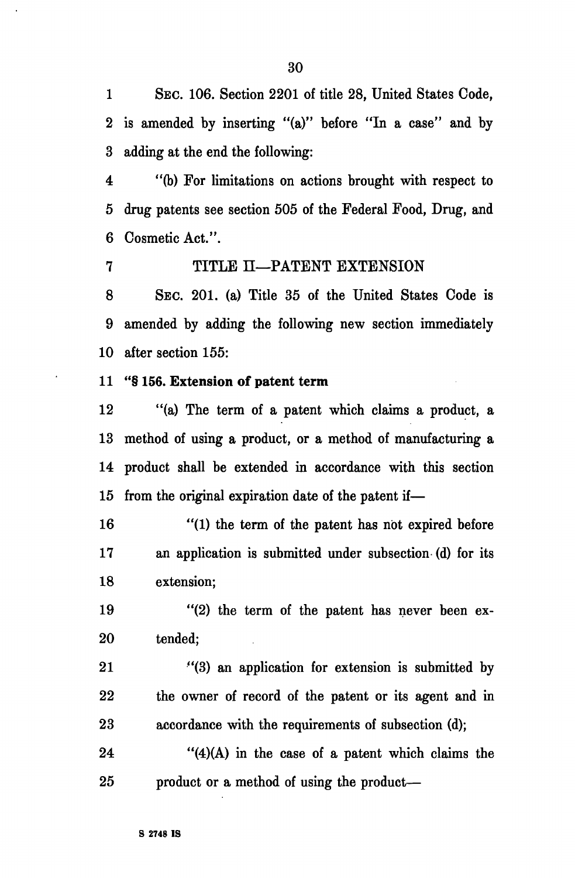SEC. 106. Section 2201 of title 28, United States Code, is amended by inserting "(a)" before "In a case" and by adding at the end the following:

"(b) For limitations on actions brought with respect to drug patents see section 505 of the Federal Food, Drug, and Cosmetic Act.".

## TITLE II—PATENT EXTENSION

SEC. 201. (a) Title 35 of the United States Code is amended by adding the following new section immediately after section 155:

**"§ 156. Extension of patent term**

"(a) The term of a patent which claims a product, a method of using a product, or a method of manufacturing a product shall be extended in accordance with this section from the original expiration date of the patent if—

"(1) the term of the patent has not expired before an application is submitted under subsection (d) for its extension;

"(2) the term of the patent has never been extended;

"(3) an application for extension is submitted by the owner of record of the patent or its agent and in accordance with the requirements of subsection (d);

"(4)(A) in the case of a patent which claims the product or a method of using the product—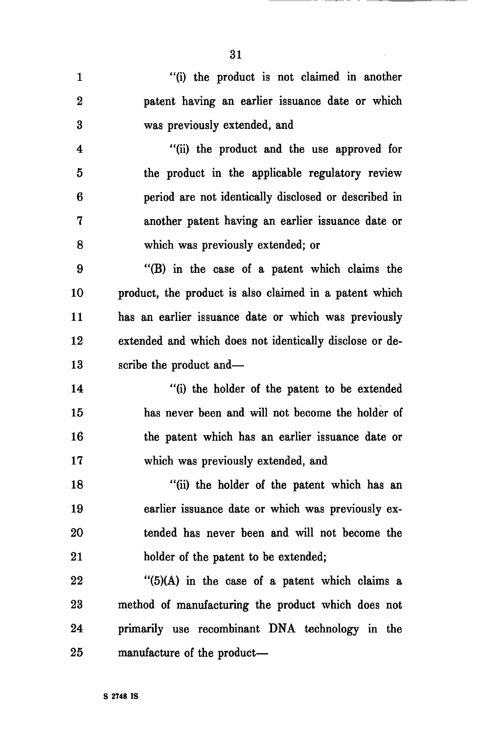"(i) the product is not claimed in another patent having an earlier issuance date or which was previously extended, and

"(ii) the product and the use approved for the product in the applicable regulatory review period are not identically disclosed or described in another patent having an earlier issuance date or which was previously extended; or

"(B) in the case of a patent which claims the product, the product is also claimed in a patent which has an earlier issuance date or which was previously extended and which does not identically disclose or describe the product and—

"(i) the holder of the patent to be extended has never been and will not become the holder of the patent which has an earlier issuance date or which was previously extended, and

"(ii) the holder of the patent which has an earlier issuance date or which was previously extended has never been and will not become the holder of the patent to be extended;

"(5)(A) in the case of a patent which claims a method of manufacturing the product which does not primarily use recombinant DNA technology in the manufacture of the product—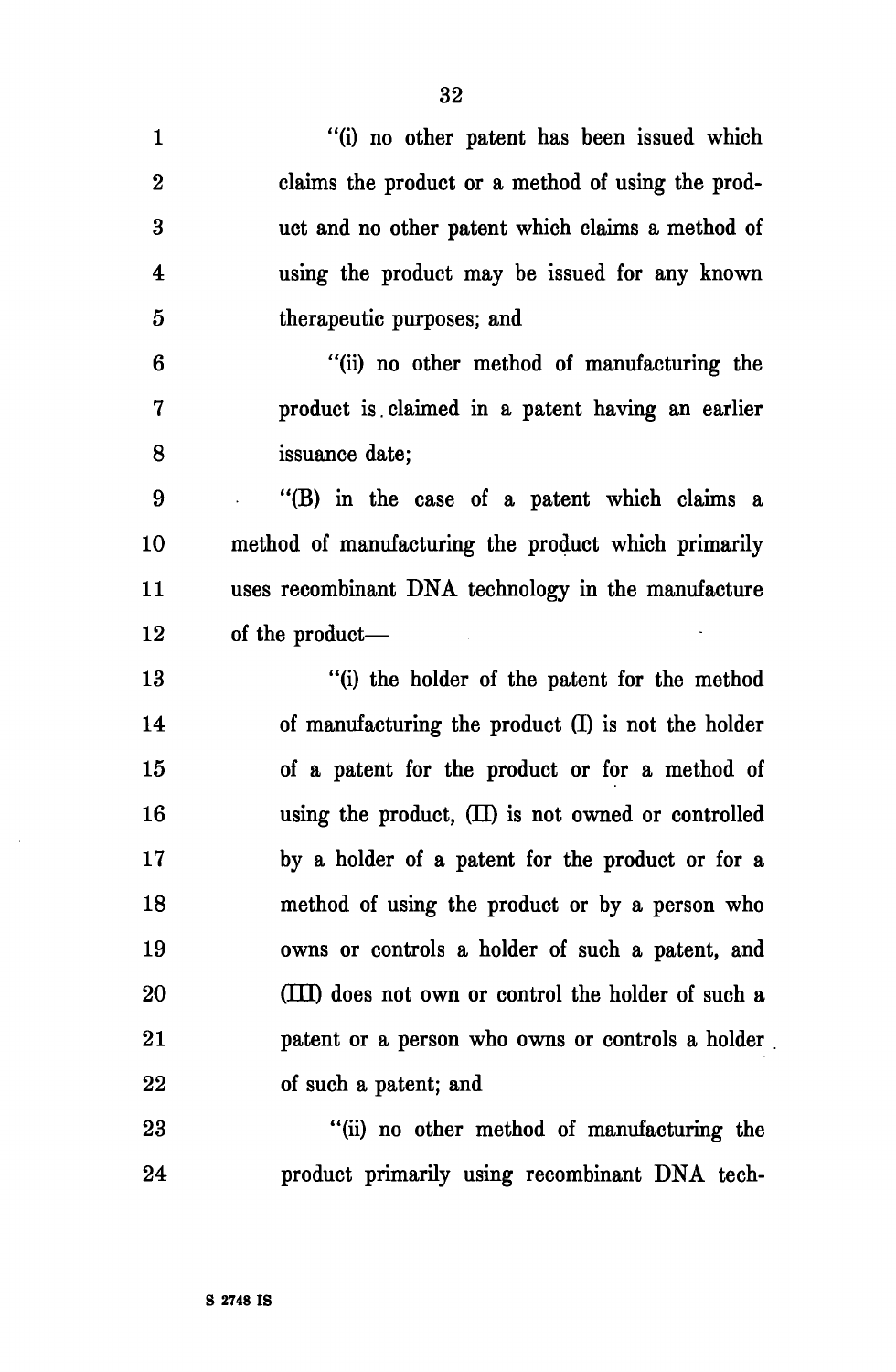"(i) no other patent has been issued which claims the product or a method of using the product and no other patent which claims a method of using the product may be issued for any known therapeutic purposes; and

"(ii) no other method of manufacturing the product is claimed in a patent having an earlier issuance date;

"(B) in the case of a patent which claims a method of manufacturing the product which primarily uses recombinant DNA technology in the manufacture of the product—

"(i) the holder of the patent for the method of manufacturing the product (I) is not the holder of a patent for the product or for a method of using the product, (II) is not owned or controlled by a holder of a patent for the product or for a method of using the product or by a person who owns or controls a holder of such a patent, and (III) does not own or control the holder of such a patent or a person who owns or controls a holder of such a patent; and

"(ii) no other method of manufacturing the product primarily using recombinant DNA tech-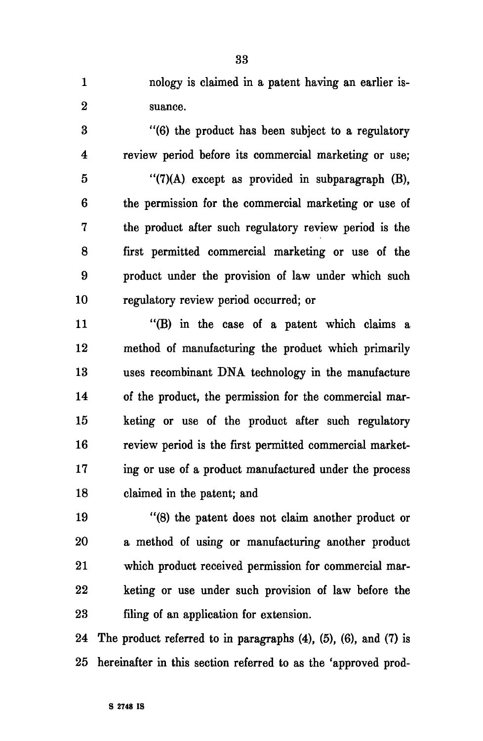nology is claimed in a patent having an earlier issuance.

"(6) the product has been subject to a regulatory review period before its commercial marketing or use;

"(7)(A) except as provided in subparagraph (B), the permission for the commercial marketing or use of the product after such regulatory review period is the first permitted commercial marketing or use of the product under the provision of law under which such regulatory review period occurred; or

"(B) in the case of a patent which claims a method of manufacturing the product which primarily uses recombinant DNA technology in the manufacture of the product, the permission for the commercial marketing or use of the product after such regulatory review period is the first permitted commercial marketing or use of a product manufactured under the process claimed in the patent; and

"(8) the patent does not claim another product or a method of using or manufacturing another product which product received permission for commercial marketing or use under such provision of law before the filing of an application for extension.

The product referred to in paragraphs (4), (5), (6), and (7) is hereinafter in this section referred to as the 'approved prod-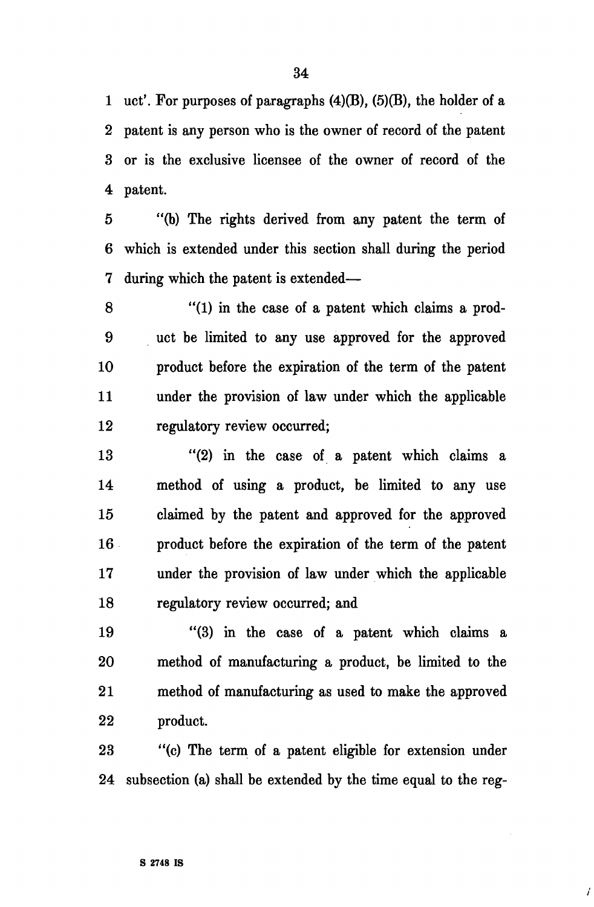uct'. For purposes of paragraphs (4)(B), (5)(B), the holder of a patent is any person who is the owner of record of the patent or is the exclusive licensee of the owner of record of the patent.

"(b) The rights derived from any patent the term of which is extended under this section shall during the period during which the patent is extended—

"(1) in the case of a patent which claims a product be limited to any use approved for the approved product before the expiration of the term of the patent under the provision of law under which the applicable regulatory review occurred;

"(2) in the case of a patent which claims a method of using a product, be limited to any use claimed by the patent and approved for the approved product before the expiration of the term of the patent under the provision of law under which the applicable regulatory review occurred; and

"(3) in the case of a patent which claims a method of manufacturing a product, be limited to the method of manufacturing as used to make the approved product.

"(c) The term of a patent eligible for extension under subsection (a) shall be extended by the time equal to the reg-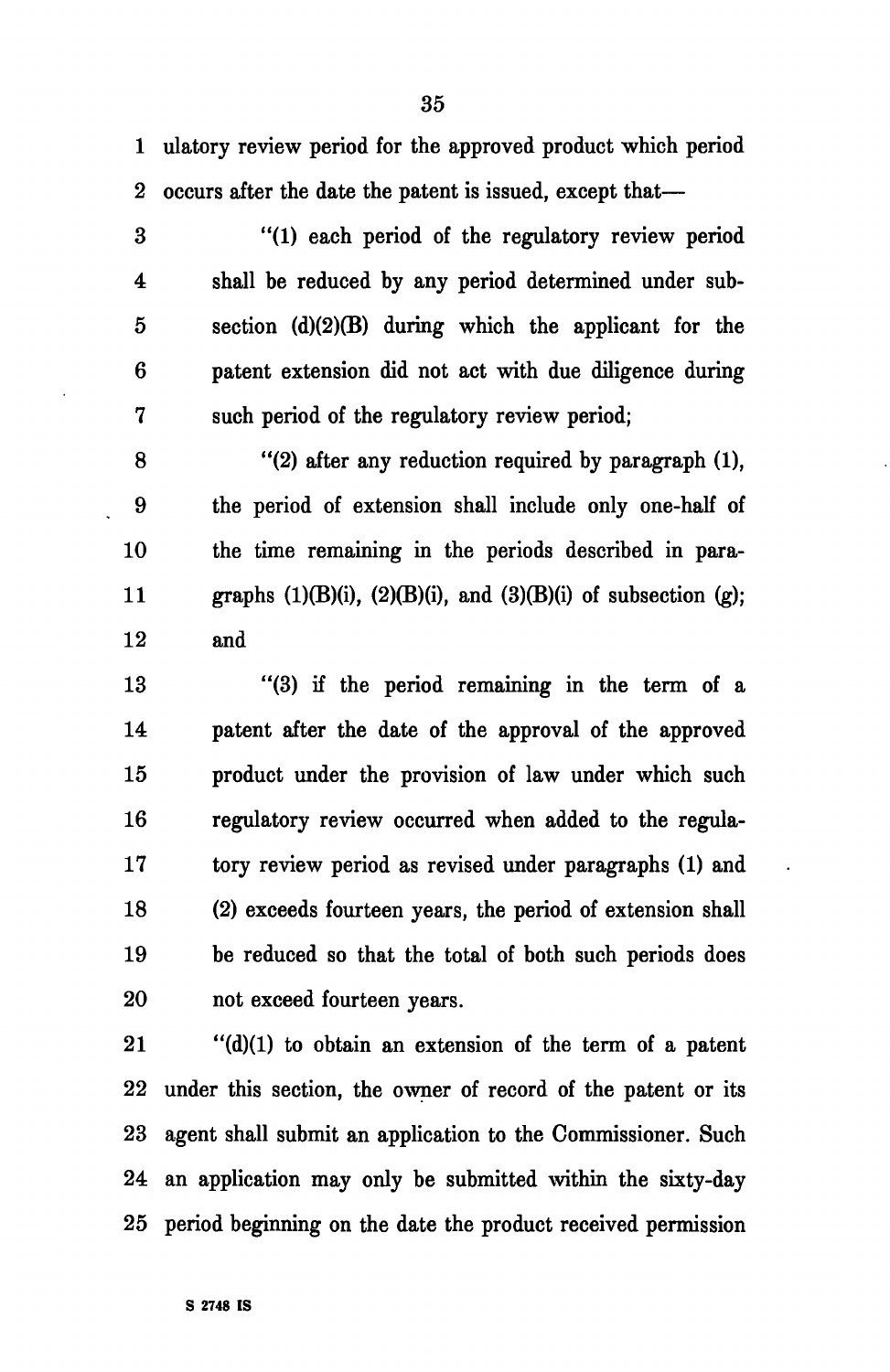ulatory review period for the approved product which period occurs after the date the patent is issued, except that—

"(1) each period of the regulatory review period shall be reduced by any period determined under subsection (d)(2)(B) during which the applicant for the patent extension did not act with due diligence during such period of the regulatory review period;

"(2) after any reduction required by paragraph (1), the period of extension shall include only one-half of the time remaining in the periods described in paragraphs (1)(B)(i), (2)(B)(i), and (3)(B)(i) of subsection (g); and

"(3) if the period remaining in the term of a patent after the date of the approval of the approved product under the provision of law under which such regulatory review occurred when added to the regulatory review period as revised under paragraphs (1) and (2) exceeds fourteen years, the period of extension shall be reduced so that the total of both such periods does not exceed fourteen years.

"(d)(1) to obtain an extension of the term of a patent under this section, the owner of record of the patent or its agent shall submit an application to the Commissioner. Such an application may only be submitted within the sixty-day period beginning on the date the product received permission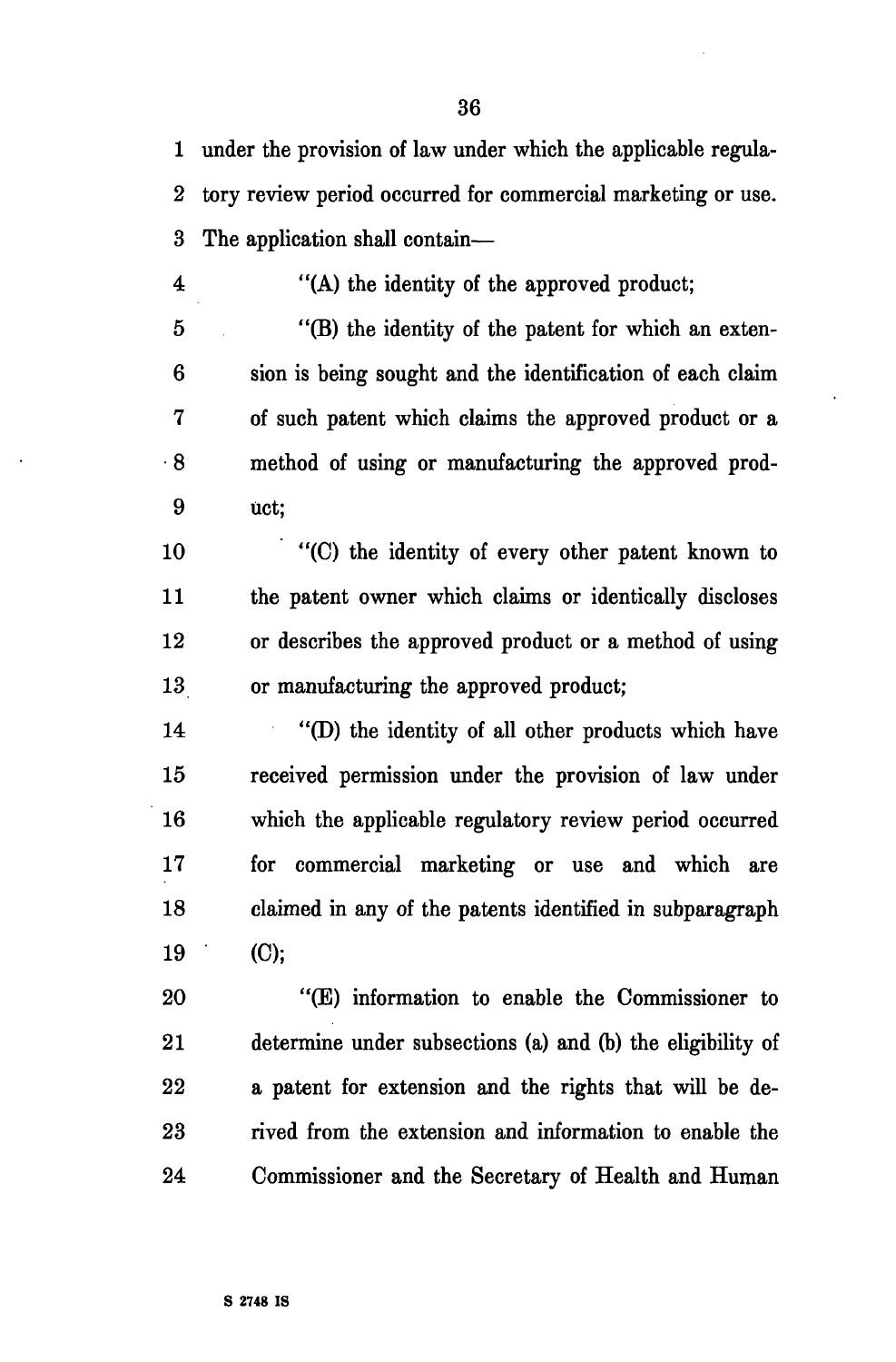under the provision of law under which the applicable regulatory review period occurred for commercial marketing or use. The application shall contain—

"(A) the identity of the approved product;

"(B) the identity of the patent for which an extension is being sought and the identification of each claim of such patent which claims the approved product or a method of using or manufacturing the approved product;

"(C) the identity of every other patent known to the patent owner which claims or identically discloses or describes the approved product or a method of using or manufacturing the approved product;

"(D) the identity of all other products which have received permission under the provision of law under which the applicable regulatory review period occurred for commercial marketing or use and which are claimed in any of the patents identified in subparagraph (C);

"(E) information to enable the Commissioner to determine under subsections (a) and (b) the eligibility of a patent for extension and the rights that will be derived from the extension and information to enable the Commissioner and the Secretary of Health and Human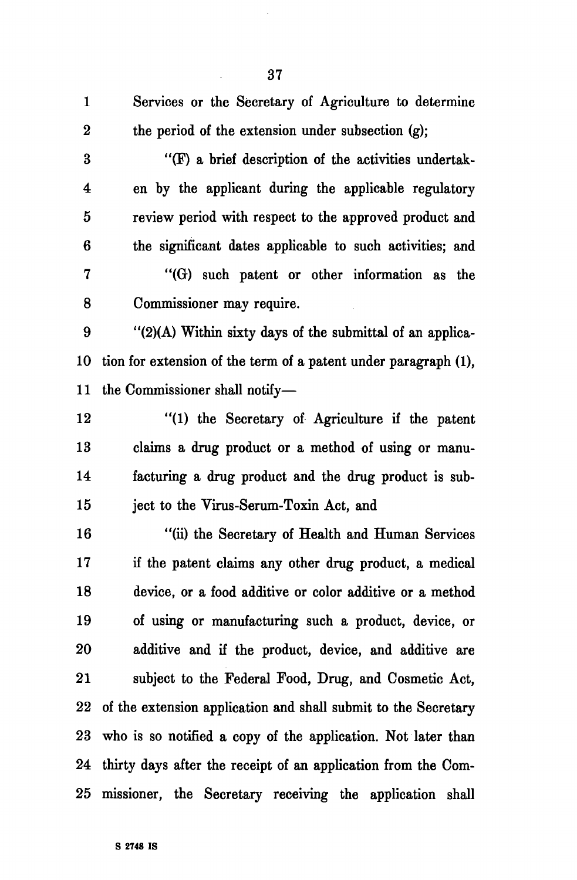Services or the Secretary of Agriculture to determine the period of the extension under subsection (g);

"(F) a brief description of the activities undertaken by the applicant during the applicable regulatory review period with respect to the approved product and the significant dates applicable to such activities; and

"(G) such patent or other information as the Commissioner may require.

"(2)(A) Within sixty days of the submittal of an application for extension of the term of a patent under paragraph (1), the Commissioner shall notify—

"(1) the Secretary of Agriculture if the patent claims a drug product or a method of using or manufacturing a drug product and the drug product is subject to the Virus-Serum-Toxin Act, and

"(ii) the Secretary of Health and Human Services if the patent claims any other drug product, a medical device, or a food additive or color additive or a method of using or manufacturing such a product, device, or additive and if the product, device, and additive are subject to the Federal Food, Drug, and Cosmetic Act,

of the extension application and shall submit to the Secretary who is so notified a copy of the application. Not later than thirty days after the receipt of an application from the Commissioner, the Secretary receiving the application shall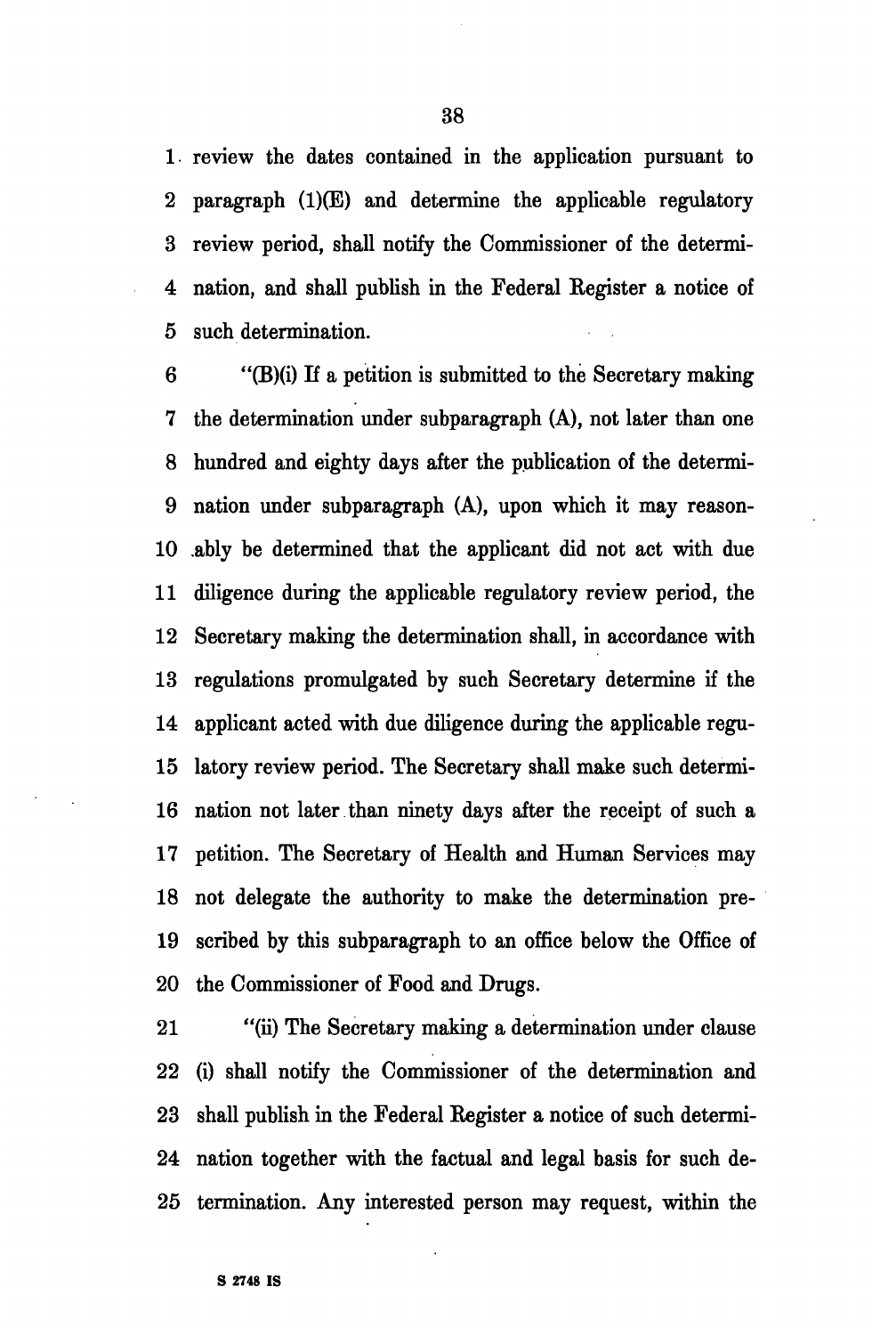review the dates contained in the application pursuant to paragraph (1)(E) and determine the applicable regulatory review period, shall notify the Commissioner of the determination, and shall publish in the Federal Register a notice of such determination.

"(B)(i) If a petition is submitted to the Secretary making the determination under subparagraph (A), not later than one hundred and eighty days after the publication of the determination under subparagraph (A), upon which it may reasonably be determined that the applicant did not act with due diligence during the applicable regulatory review period, the Secretary making the determination shall, in accordance with regulations promulgated by such Secretary determine if the applicant acted with due diligence during the applicable regulatory review period. The Secretary shall make such determination not later than ninety days after the receipt of such a petition. The Secretary of Health and Human Services may not delegate the authority to make the determination prescribed by this subparagraph to an office below the Office of the Commissioner of Food and Drugs.

"(ii) The Secretary making a determination under clause (i) shall notify the Commissioner of the determination and shall publish in the Federal Register a notice of such determination together with the factual and legal basis for such determination. Any interested person may request, within the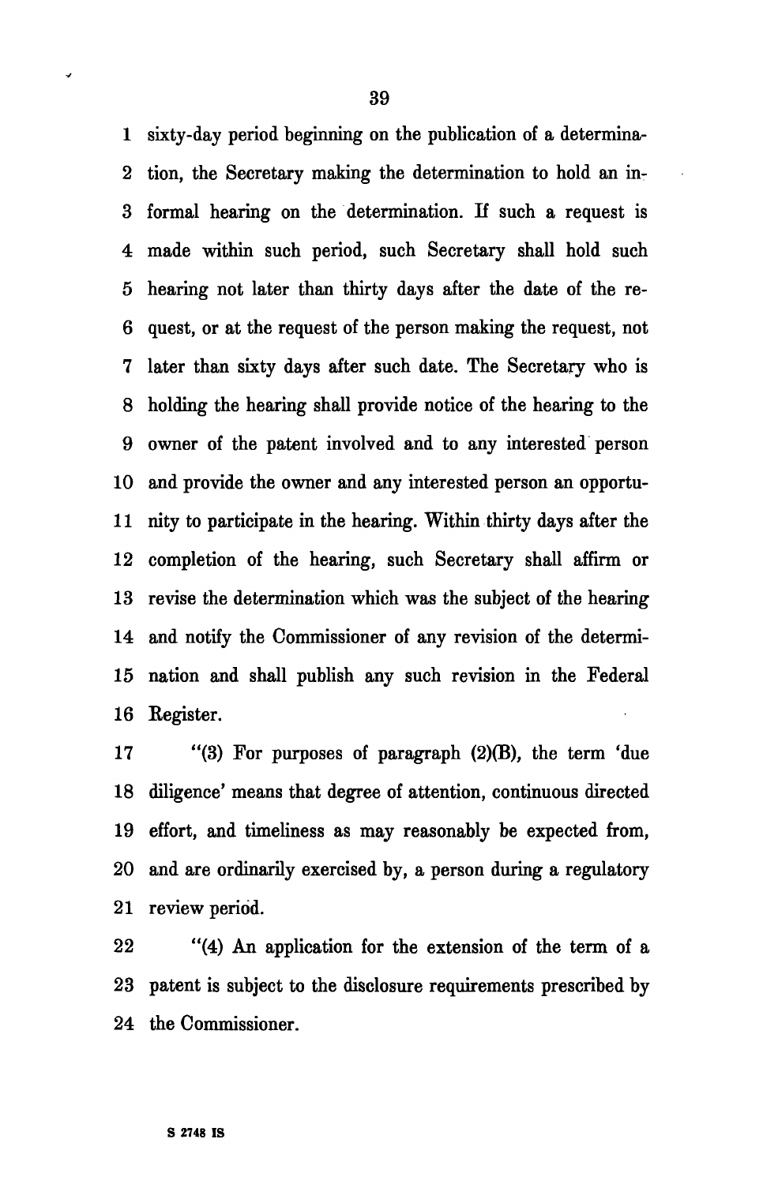sixty-day period beginning on the publication of a determination, the Secretary making the determination to hold an informal hearing on the determination. If such a request is made within such period, such Secretary shall hold such hearing not later than thirty days after the date of the request, or at the request of the person making the request, not later than sixty days after such date. The Secretary who is holding the hearing shall provide notice of the hearing to the owner of the patent involved and to any interested person and provide the owner and any interested person an opportunity to participate in the hearing. Within thirty days after the completion of the hearing, such Secretary shall affirm or revise the determination which was the subject of the hearing and notify the Commissioner of any revision of the determination and shall publish any such revision in the Federal Register.

"(3) For purposes of paragraph (2)(B), the term 'due diligence' means that degree of attention, continuous directed effort, and timeliness as may reasonably be expected from, and are ordinarily exercised by, a person during a regulatory review period.

"(4) An application for the extension of the term of a patent is subject to the disclosure requirements prescribed by the Commissioner.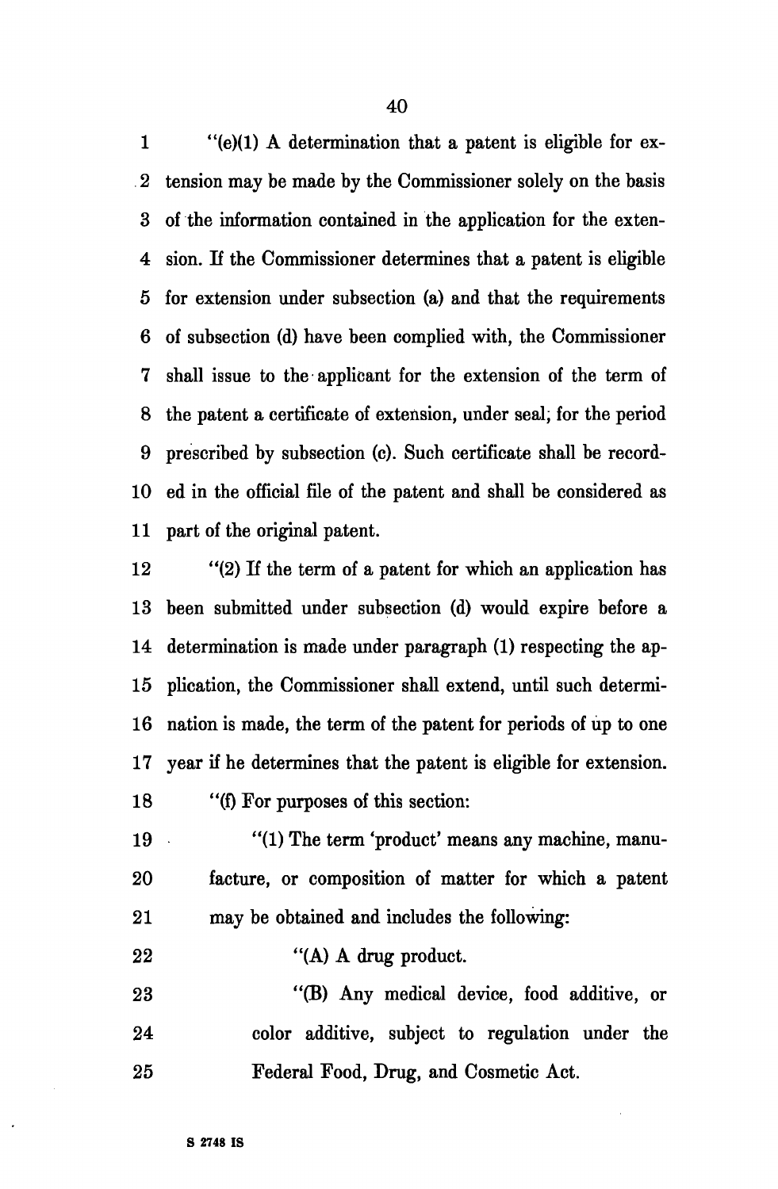"(e)(1) A determination that a patent is eligible for extension may be made by the Commissioner solely on the basis of the information contained in the application for the extension. If the Commissioner determines that a patent is eligible for extension under subsection (a) and that the requirements of subsection (d) have been complied with, the Commissioner shall issue to the applicant for the extension of the term of the patent a certificate of extension, under seal; for the period prescribed by subsection (c). Such certificate shall be recorded in the official file of the patent and shall be considered as part of the original patent.

"(2) If the term of a patent for which an application has been submitted under subsection (d) would expire before a determination is made under paragraph (1) respecting the application, the Commissioner shall extend, until such determination is made, the term of the patent for periods of up to one year if he determines that the patent is eligible for extension.

"(f) For purposes of this section:

"(1) The term 'product' means any machine, manufacture, or composition of matter for which a patent may be obtained and includes the following:

"(A) A drug product.

"(B) Any medical device, food additive, or color additive, subject to regulation under the Federal Food, Drug, and Cosmetic Act.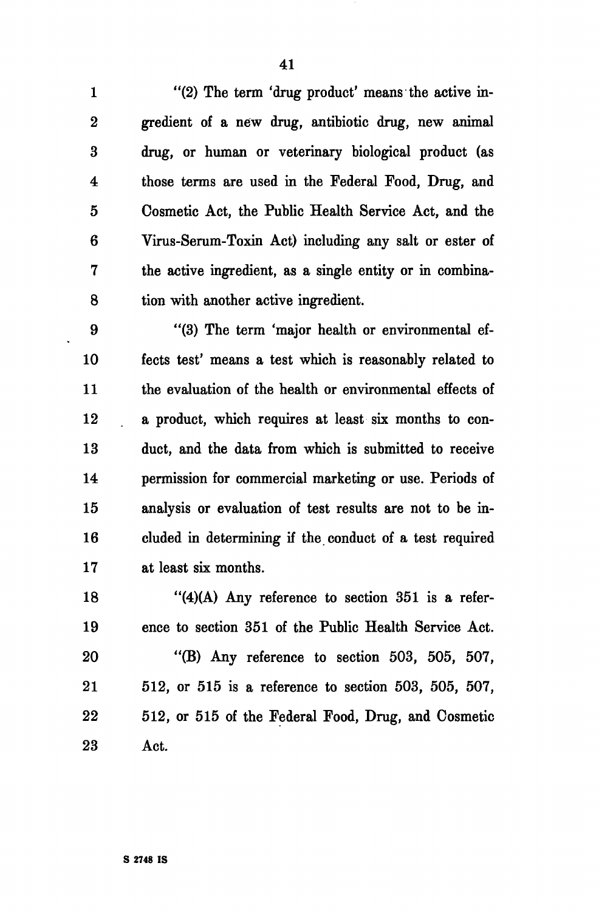"(2) The term 'drug product' means the active ingredient of a new drug, antibiotic drug, new animal drug, or human or veterinary biological product (as those terms are used in the Federal Food, Drug, and Cosmetic Act, the Public Health Service Act, and the Virus-Serum-Toxin Act) including any salt or ester of the active ingredient, as a single entity or in combination with another active ingredient.

"(3) The term 'major health or environmental effects test' means a test which is reasonably related to the evaluation of the health or environmental effects of a product, which requires at least six months to conduct, and the data from which is submitted to receive permission for commercial marketing or use. Periods of analysis or evaluation of test results are not to be included in determining if the conduct of a test required at least six months.

"(4)(A) Any reference to section 351 is a reference to section 351 of the Public Health Service Act.

"(B) Any reference to section 503, 505, 507, 512, or 515 is a reference to section 503, 505, 507, 512, or 515 of the Federal Food, Drug, and Cosmetic Act.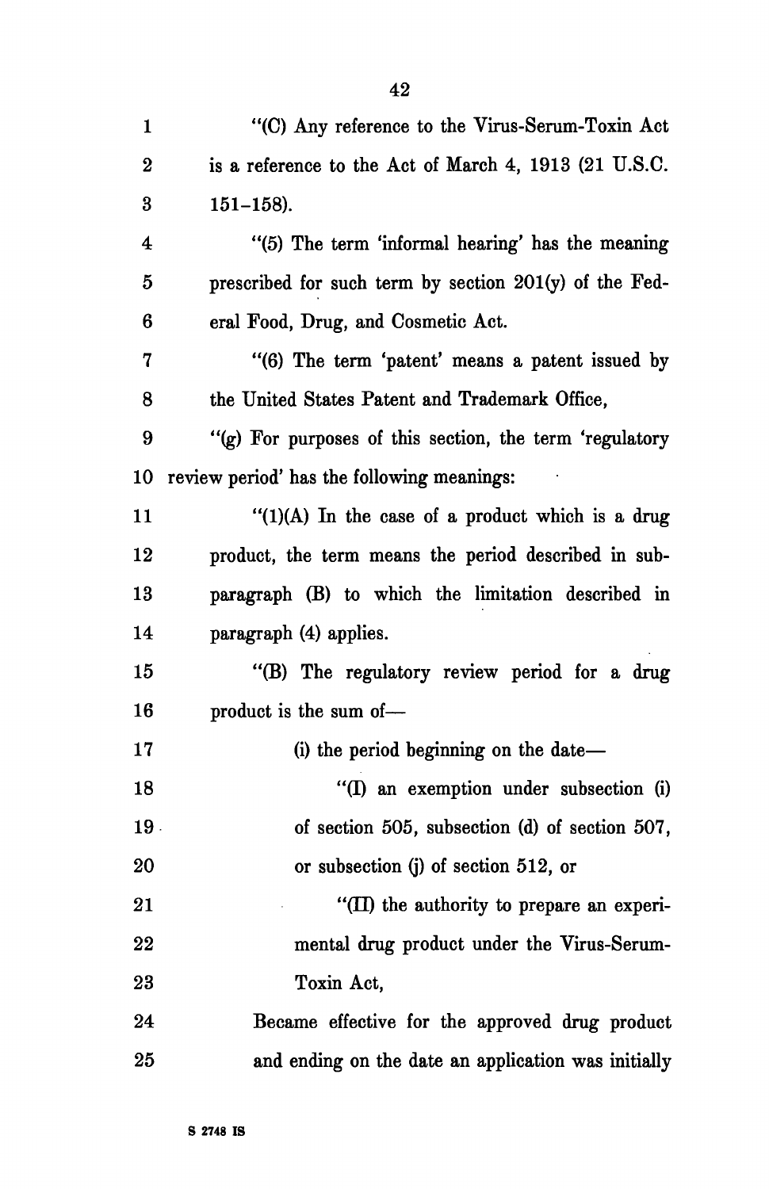"(C) Any reference to the Virus-Serum-Toxin Act is a reference to the Act of March 4, 1913 (21 U.S.C. 151–158).

"(5) The term 'informal hearing' has the meaning prescribed for such term by section 201(y) of the Federal Food, Drug, and Cosmetic Act.

"(6) The term 'patent' means a patent issued by the United States Patent and Trademark Office,

"(g) For purposes of this section, the term 'regulatory review period' has the following meanings:

"(1)(A) In the case of a product which is a drug product, the term means the period described in subparagraph (B) to which the limitation described in paragraph (4) applies.

"(B) The regulatory review period for a drug product is the sum of—

(i) the period beginning on the date—

"(I) an exemption under subsection (i) of section 505, subsection (d) of section 507, or subsection (j) of section 512, or

"(II) the authority to prepare an experimental drug product under the Virus-Serum-Toxin Act,

Became effective for the approved drug product and ending on the date an application was initially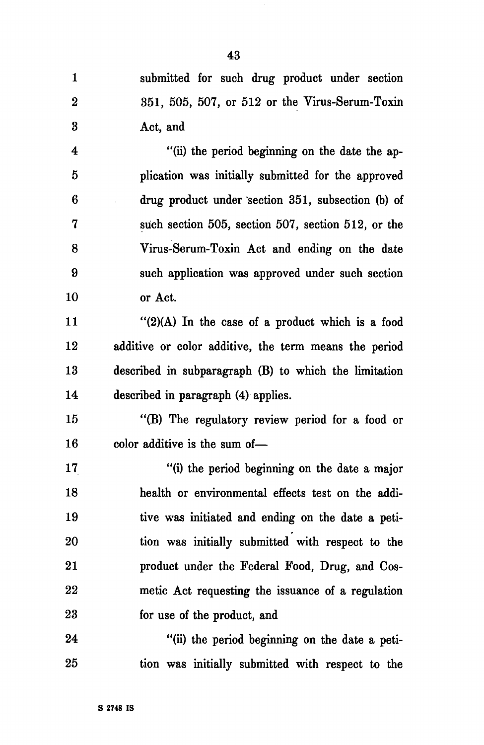submitted for such drug product under section 351, 505, 507, or 512 or the Virus-Serum-Toxin Act, and

"(ii) the period beginning on the date the application was initially submitted for the approved drug product under section 351, subsection (b) of such section 505, section 507, section 512, or the Virus-Serum-Toxin Act and ending on the date such application was approved under such section or Act.

"(2)(A) In the case of a product which is a food additive or color additive, the term means the period described in subparagraph (B) to which the limitation described in paragraph (4) applies.

"(B) The regulatory review period for a food or color additive is the sum of—

"(i) the period beginning on the date a major health or environmental effects test on the additive was initiated and ending on the date a petition was initially submitted with respect to the product under the Federal Food, Drug, and Cosmetic Act requesting the issuance of a regulation for use of the product, and

"(ii) the period beginning on the date a petition was initially submitted with respect to the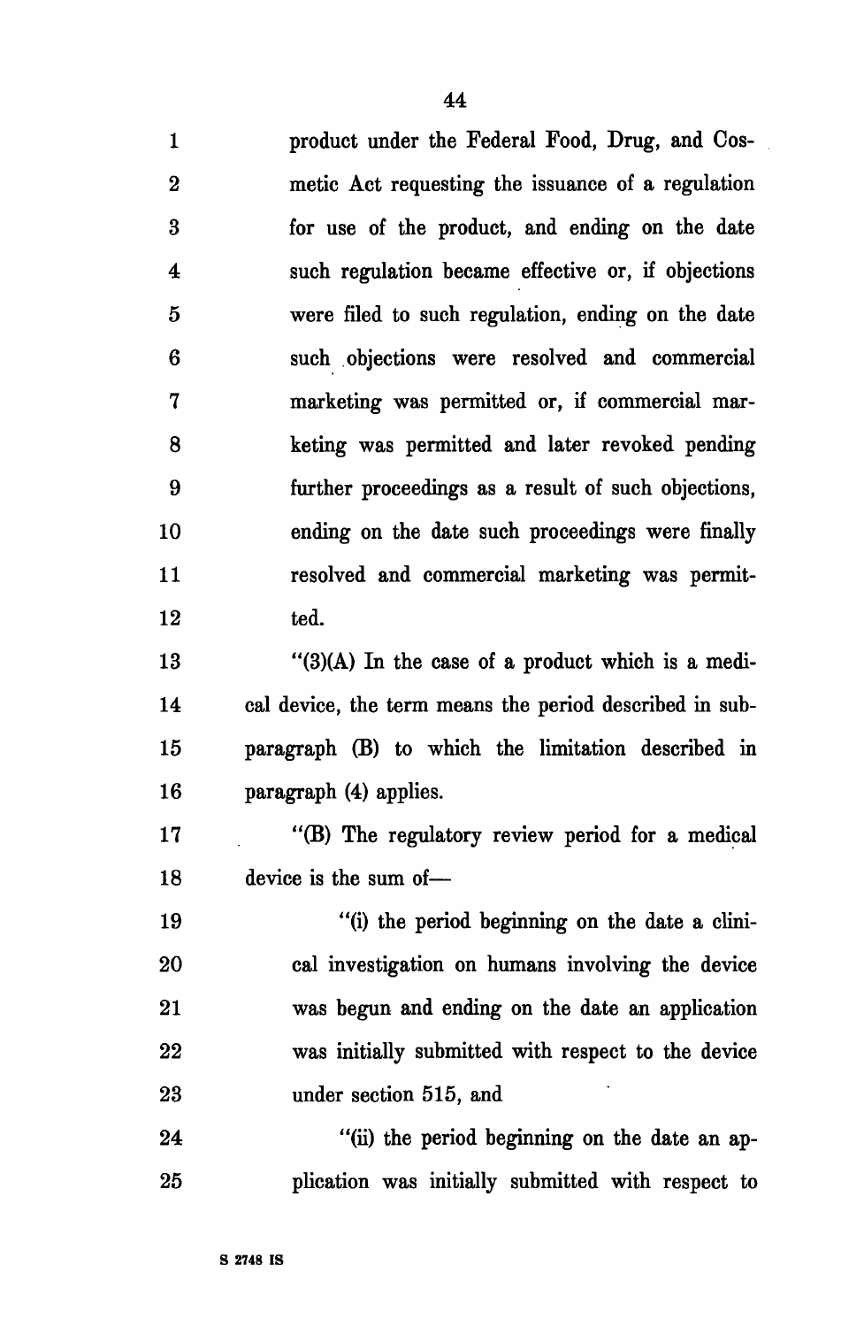product under the Federal Food, Drug, and Cosmetic Act requesting the issuance of a regulation for use of the product, and ending on the date such regulation became effective or, if objections were filed to such regulation, ending on the date such objections were resolved and commercial marketing was permitted or, if commercial marketing was permitted and later revoked pending further proceedings as a result of such objections, ending on the date such proceedings were finally resolved and commercial marketing was permitted.

"(3)(A) In the case of a product which is a medical device, the term means the period described in subparagraph (B) to which the limitation described in paragraph (4) applies.

"(B) The regulatory review period for a medical device is the sum of—

"(i) the period beginning on the date a clinical investigation on humans involving the device was begun and ending on the date an application was initially submitted with respect to the device under section 515, and

"(ii) the period beginning on the date an application was initially submitted with respect to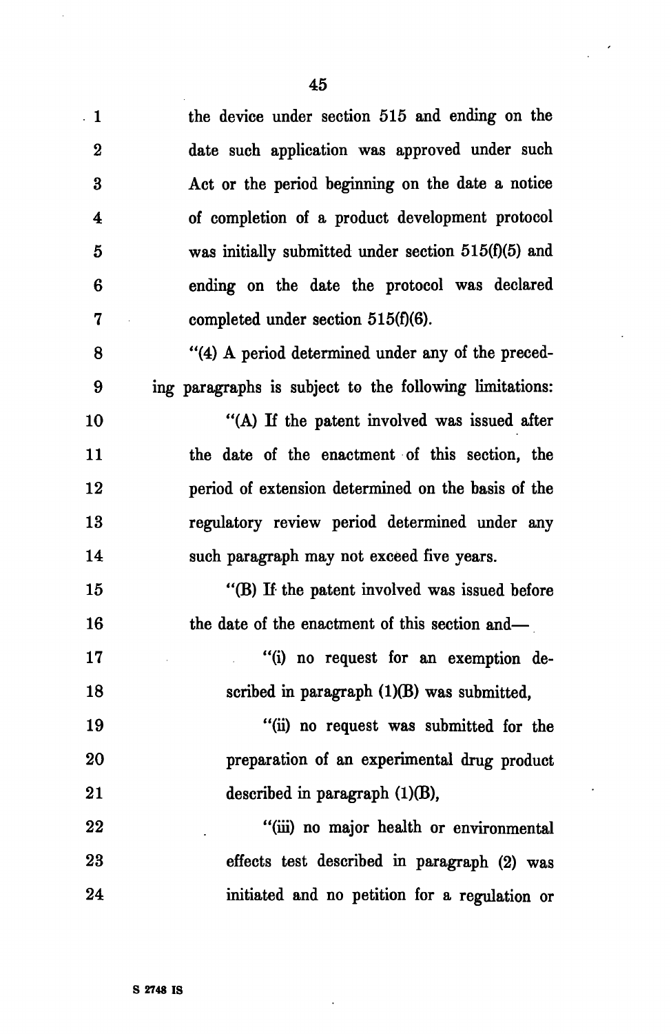the device under section 515 and ending on the date such application was approved under such Act or the period beginning on the date a notice of completion of a product development protocol was initially submitted under section 515(f)(5) and ending on the date the protocol was declared completed under section 515(f)(6).

"(4) A period determined under any of the preceding paragraphs is subject to the following limitations:

"(A) If the patent involved was issued after the date of the enactment of this section, the period of extension determined on the basis of the regulatory review period determined under any such paragraph may not exceed five years.

"(B) If the patent involved was issued before the date of the enactment of this section and—

"(i) no request for an exemption described in paragraph (1)(B) was submitted,

"(ii) no request was submitted for the preparation of an experimental drug product described in paragraph (1)(B),

"(iii) no major health or environmental effects test described in paragraph (2) was initiated and no petition for a regulation or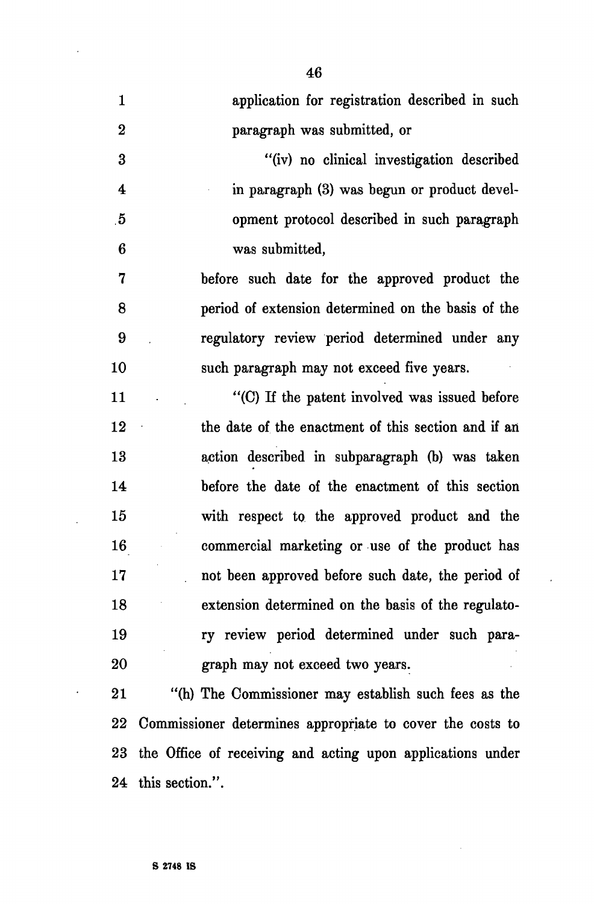application for registration described in such paragraph was submitted, or

"(iv) no clinical investigation described in paragraph (3) was begun or product development protocol described in such paragraph was submitted,

before such date for the approved product the period of extension determined on the basis of the regulatory review period determined under any such paragraph may not exceed five years.

"(C) If the patent involved was issued before the date of the enactment of this section and if an action described in subparagraph (b) was taken before the date of the enactment of this section with respect to the approved product and the commercial marketing or use of the product has not been approved before such date, the period of extension determined on the basis of the regulatory review period determined under such paragraph may not exceed two years.

"(h) The Commissioner may establish such fees as the Commissioner determines appropriate to cover the costs to the Office of receiving and acting upon applications under this section.".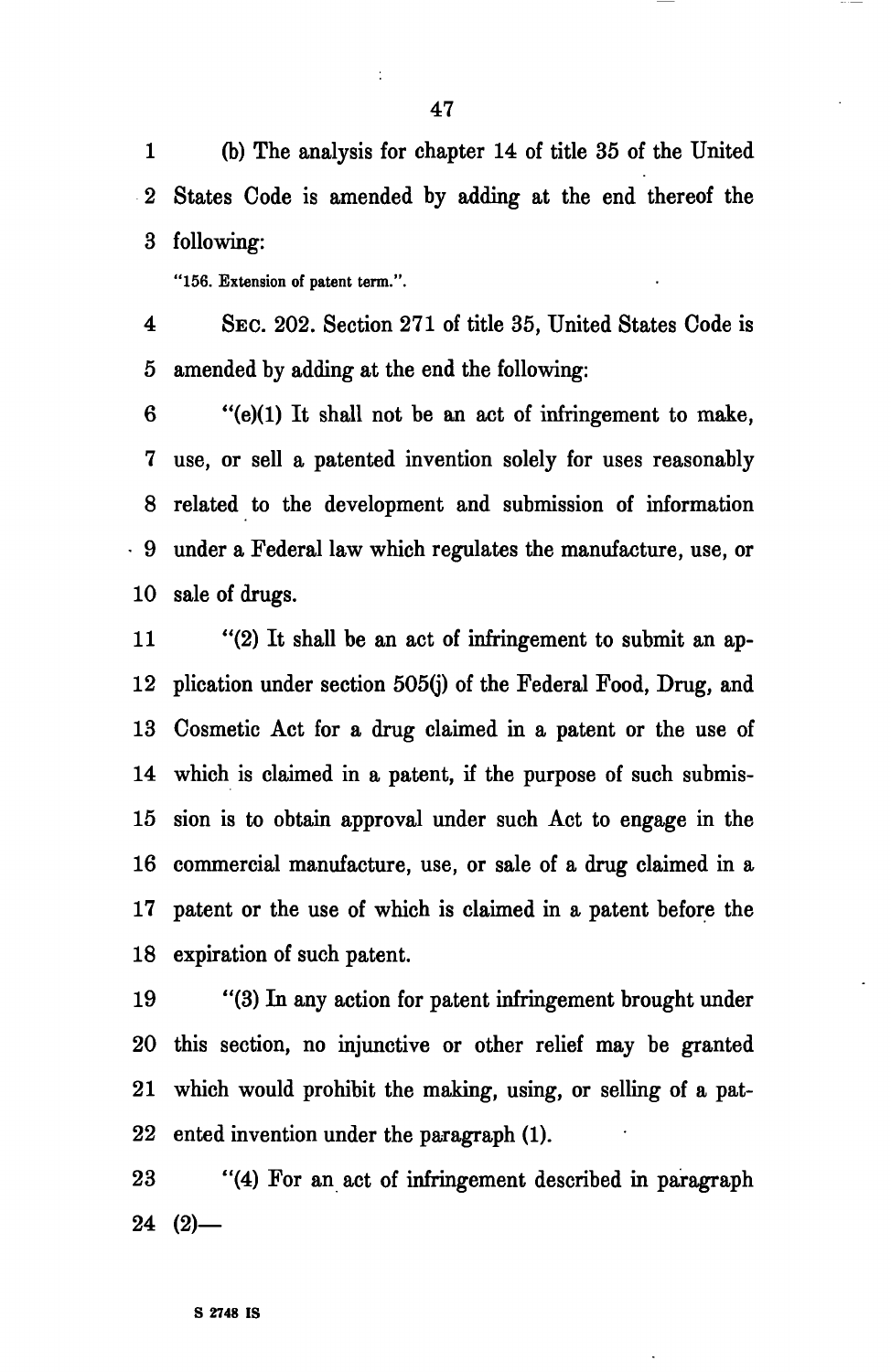(b) The analysis for chapter 14 of title 35 of the United States Code is amended by adding at the end thereof the following:

"156. Extension of patent term.".

SEC. 202. Section 271 of title 35, United States Code is amended by adding at the end the following:

"(e)(1) It shall not be an act of infringement to make, use, or sell a patented invention solely for uses reasonably related to the development and submission of information under a Federal law which regulates the manufacture, use, or sale of drugs.

"(2) It shall be an act of infringement to submit an application under section 505(j) of the Federal Food, Drug, and Cosmetic Act for a drug claimed in a patent or the use of which is claimed in a patent, if the purpose of such submission is to obtain approval under such Act to engage in the commercial manufacture, use, or sale of a drug claimed in a patent or the use of which is claimed in a patent before the expiration of such patent.

"(3) In any action for patent infringement brought under this section, no injunctive or other relief may be granted which would prohibit the making, using, or selling of a patented invention under the paragraph (1).

"(4) For an act of infringement described in paragraph (2)—

S 2748 IS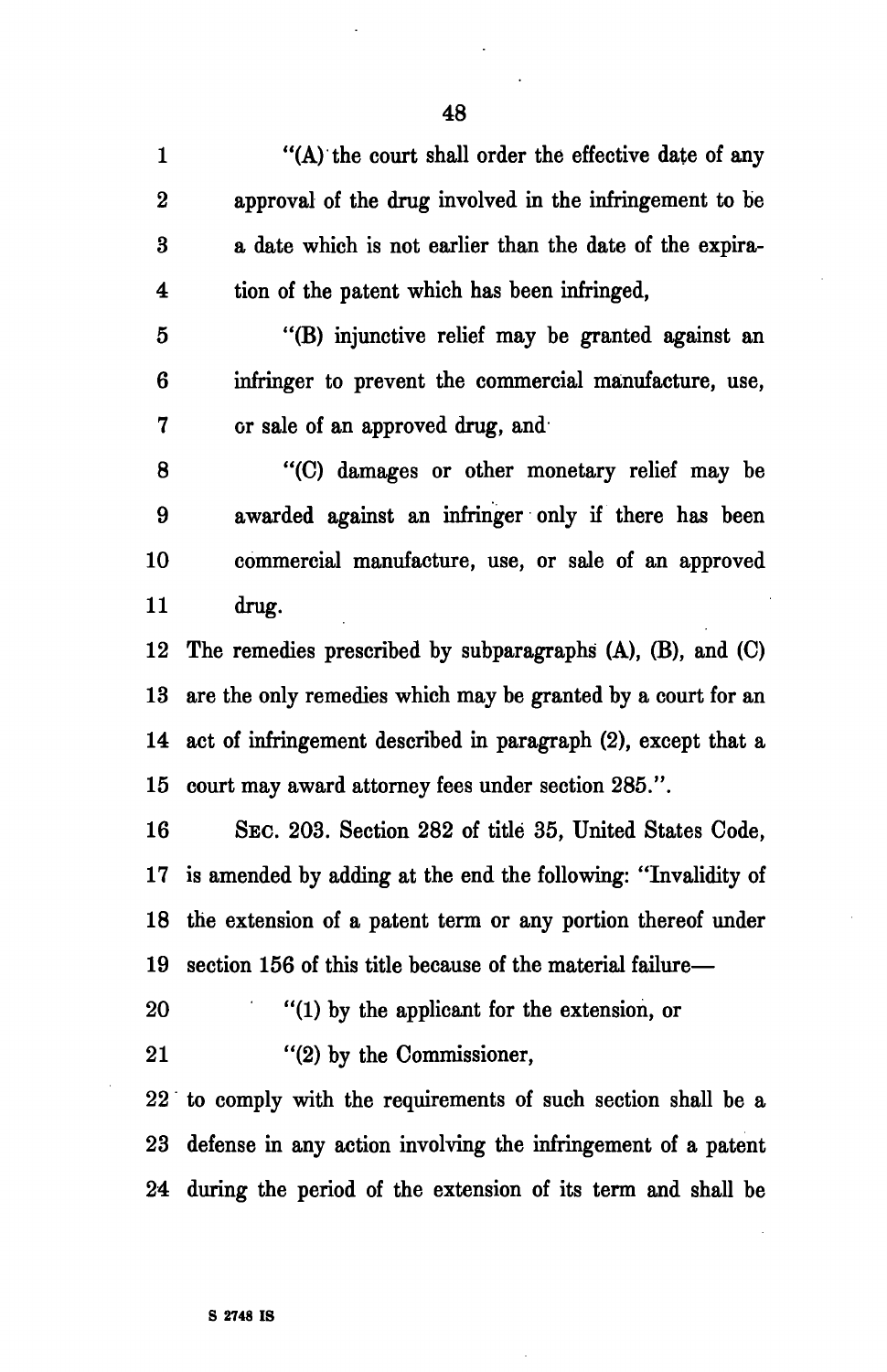"(A) the court shall order the effective date of any approval of the drug involved in the infringement to be a date which is not earlier than the date of the expiration of the patent which has been infringed,

"(B) injunctive relief may be granted against an infringer to prevent the commercial manufacture, use, or sale of an approved drug, and

"(C) damages or other monetary relief may be awarded against an infringer only if there has been commercial manufacture, use, or sale of an approved drug.

The remedies prescribed by subparagraphs (A), (B), and (C) are the only remedies which may be granted by a court for an act of infringement described in paragraph (2), except that a court may award attorney fees under section 285.".

SEC. 203. Section 282 of title 35, United States Code, is amended by adding at the end the following: "Invalidity of the extension of a patent term or any portion thereof under section 156 of this title because of the material failure—

"(1) by the applicant for the extension, or

"(2) by the Commissioner,

to comply with the requirements of such section shall be a defense in any action involving the infringement of a patent during the period of the extension of its term and shall be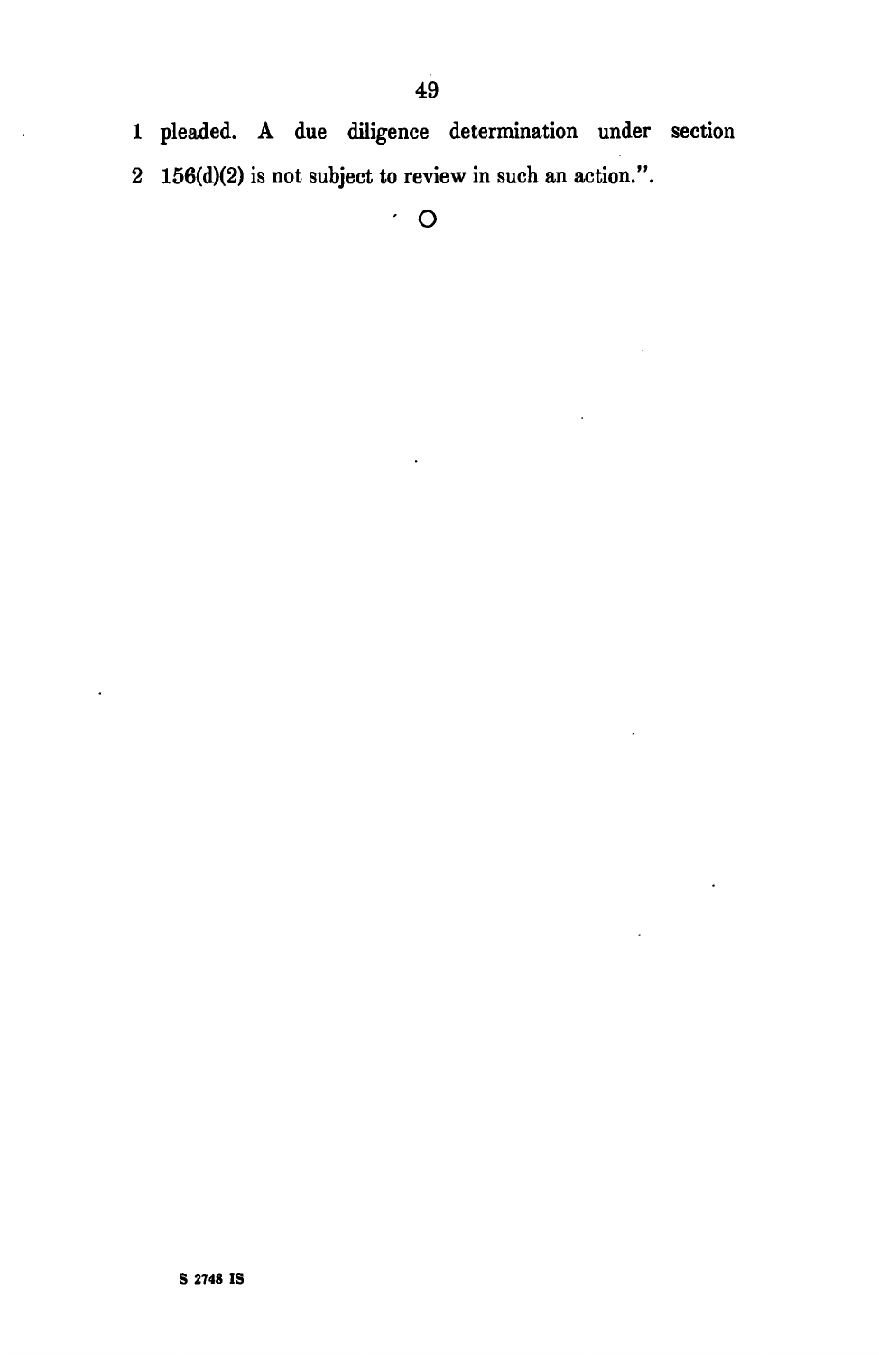pleaded. A due diligence determination under section 156(d)(2) is not subject to review in such an action.".

O